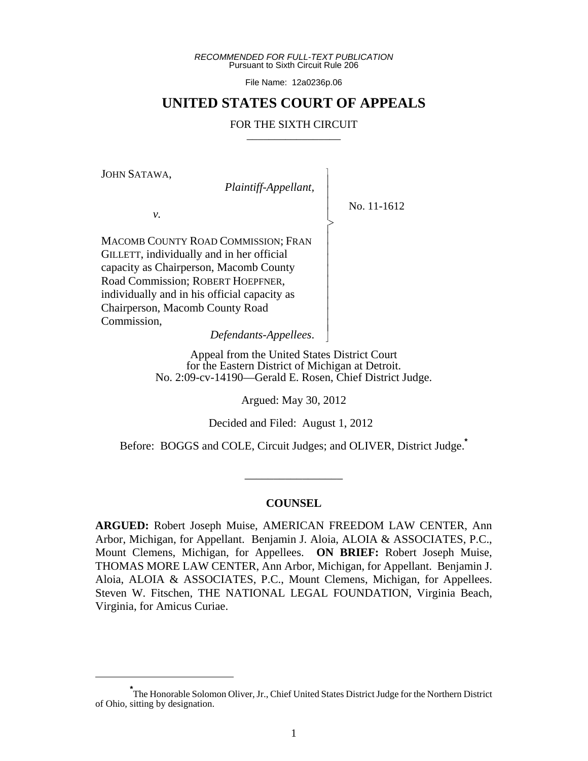RECOMMENDED FOR FULL-TEXT PUBLICATION
Pursuant to Sixth Circuit Rule 206

File Name: 12a0236p.06

# UNITED STATES COURT OF APPEALS

## FOR THE SIXTH CIRCUIT

JOHN SATAWA,
*Plaintiff-Appellant,*

*v.*

MACOMB COUNTY ROAD COMMISSION; FRAN GILLETT, individually and in her official capacity as Chairperson, Macomb County Road Commission; ROBERT HOEPFNER, individually and in his official capacity as Chairperson, Macomb County Road Commission,
*Defendants-Appellees.*

No. 11-1612

Appeal from the United States District Court for the Eastern District of Michigan at Detroit.
No. 2:09-cv-14190—Gerald E. Rosen, Chief District Judge.

Argued: May 30, 2012

Decided and Filed: August 1, 2012

Before: BOGGS and COLE, Circuit Judges; and OLIVER, District Judge.*

## COUNSEL

**ARGUED:** Robert Joseph Muise, AMERICAN FREEDOM LAW CENTER, Ann Arbor, Michigan, for Appellant. Benjamin J. Aloia, ALOIA & ASSOCIATES, P.C., Mount Clemens, Michigan, for Appellees. **ON BRIEF:** Robert Joseph Muise, THOMAS MORE LAW CENTER, Ann Arbor, Michigan, for Appellant. Benjamin J. Aloia, ALOIA & ASSOCIATES, P.C., Mount Clemens, Michigan, for Appellees. Steven W. Fitschen, THE NATIONAL LEGAL FOUNDATION, Virginia Beach, Virginia, for Amicus Curiae.

---

*The Honorable Solomon Oliver, Jr., Chief United States District Judge for the Northern District of Ohio, sitting by designation.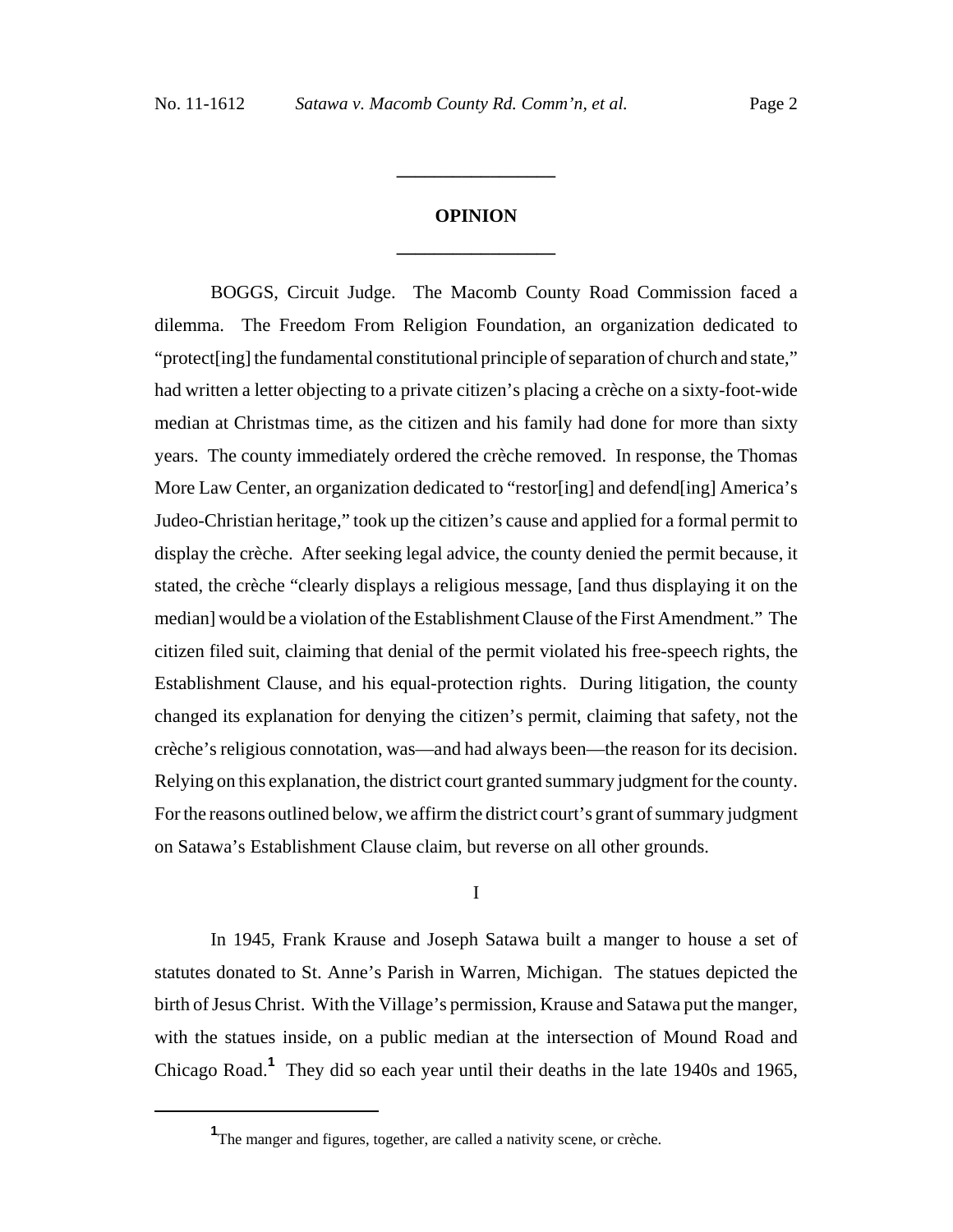# OPINION

BOGGS, Circuit Judge. The Macomb County Road Commission faced a dilemma. The Freedom From Religion Foundation, an organization dedicated to "protect[ing] the fundamental constitutional principle of separation of church and state," had written a letter objecting to a private citizen's placing a crèche on a sixty-foot-wide median at Christmas time, as the citizen and his family had done for more than sixty years. The county immediately ordered the crèche removed. In response, the Thomas More Law Center, an organization dedicated to "restor[ing] and defend[ing] America's Judeo-Christian heritage," took up the citizen's cause and applied for a formal permit to display the crèche. After seeking legal advice, the county denied the permit because, it stated, the crèche "clearly displays a religious message, [and thus displaying it on the median] would be a violation of the Establishment Clause of the First Amendment." The citizen filed suit, claiming that denial of the permit violated his free-speech rights, the Establishment Clause, and his equal-protection rights. During litigation, the county changed its explanation for denying the citizen's permit, claiming that safety, not the crèche's religious connotation, was—and had always been—the reason for its decision. Relying on this explanation, the district court granted summary judgment for the county. For the reasons outlined below, we affirm the district court's grant of summary judgment on Satawa's Establishment Clause claim, but reverse on all other grounds.

## I

In 1945, Frank Krause and Joseph Satawa built a manger to house a set of statutes donated to St. Anne's Parish in Warren, Michigan. The statues depicted the birth of Jesus Christ. With the Village's permission, Krause and Satawa put the manger, with the statues inside, on a public median at the intersection of Mound Road and Chicago Road.[1] They did so each year until their deaths in the late 1940s and 1965,

[1] The manger and figures, together, are called a nativity scene, or crèche.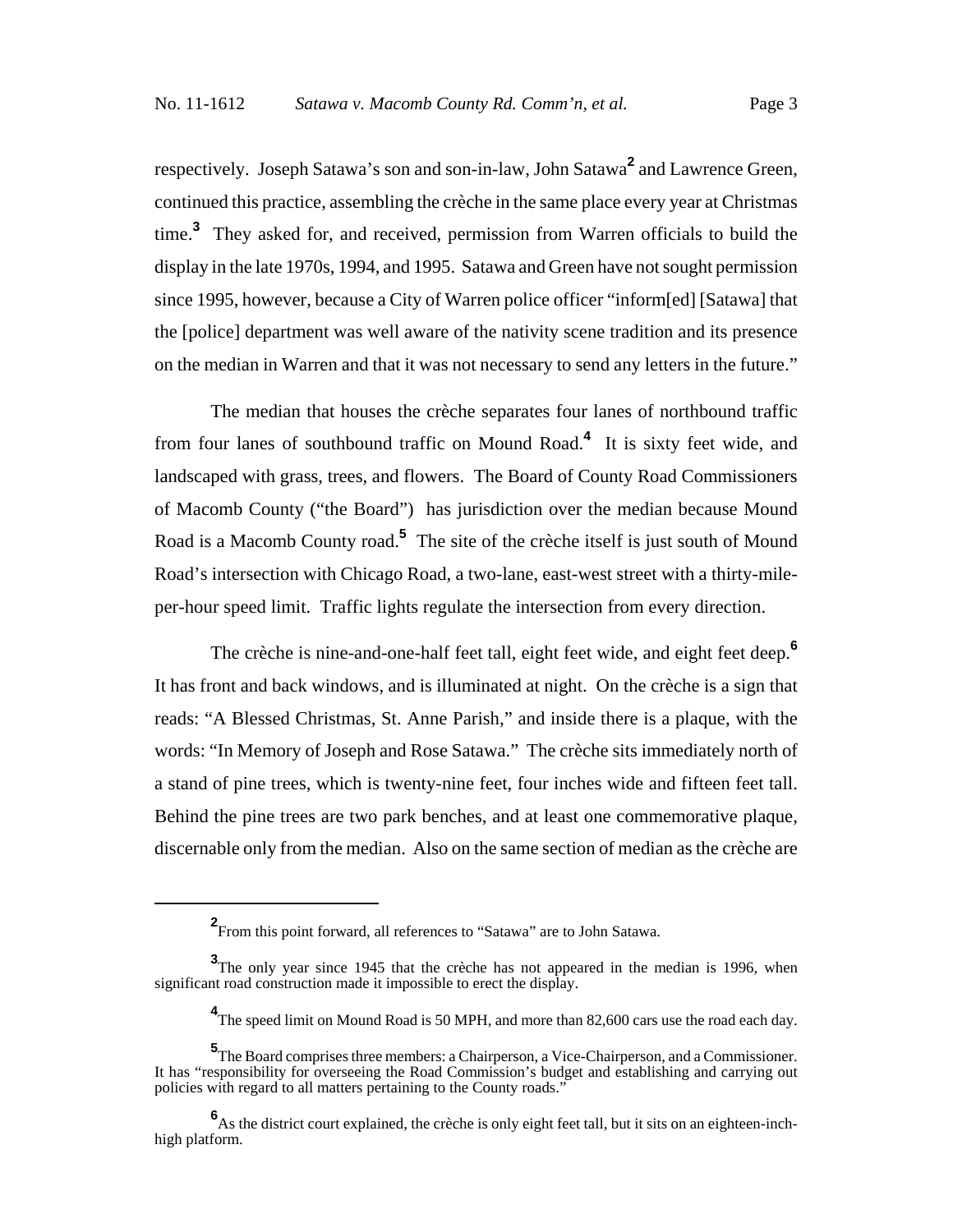respectively. Joseph Satawa's son and son-in-law, John Satawa[2] and Lawrence Green, continued this practice, assembling the crèche in the same place every year at Christmas time.[3] They asked for, and received, permission from Warren officials to build the display in the late 1970s, 1994, and 1995. Satawa and Green have not sought permission since 1995, however, because a City of Warren police officer "inform[ed] [Satawa] that the [police] department was well aware of the nativity scene tradition and its presence on the median in Warren and that it was not necessary to send any letters in the future."

The median that houses the crèche separates four lanes of northbound traffic from four lanes of southbound traffic on Mound Road.[4] It is sixty feet wide, and landscaped with grass, trees, and flowers. The Board of County Road Commissioners of Macomb County ("the Board") has jurisdiction over the median because Mound Road is a Macomb County road.[5] The site of the crèche itself is just south of Mound Road's intersection with Chicago Road, a two-lane, east-west street with a thirty-mile-per-hour speed limit. Traffic lights regulate the intersection from every direction.

The crèche is nine-and-one-half feet tall, eight feet wide, and eight feet deep.[6] It has front and back windows, and is illuminated at night. On the crèche is a sign that reads: "A Blessed Christmas, St. Anne Parish," and inside there is a plaque, with the words: "In Memory of Joseph and Rose Satawa." The crèche sits immediately north of a stand of pine trees, which is twenty-nine feet, four inches wide and fifteen feet tall. Behind the pine trees are two park benches, and at least one commemorative plaque, discernable only from the median. Also on the same section of median as the crèche are

---

[2] From this point forward, all references to "Satawa" are to John Satawa.

[3] The only year since 1945 that the crèche has not appeared in the median is 1996, when significant road construction made it impossible to erect the display.

[4] The speed limit on Mound Road is 50 MPH, and more than 82,600 cars use the road each day.

[5] The Board comprises three members: a Chairperson, a Vice-Chairperson, and a Commissioner. It has "responsibility for overseeing the Road Commission's budget and establishing and carrying out policies with regard to all matters pertaining to the County roads."

[6] As the district court explained, the crèche is only eight feet tall, but it sits on an eighteen-inch-high platform.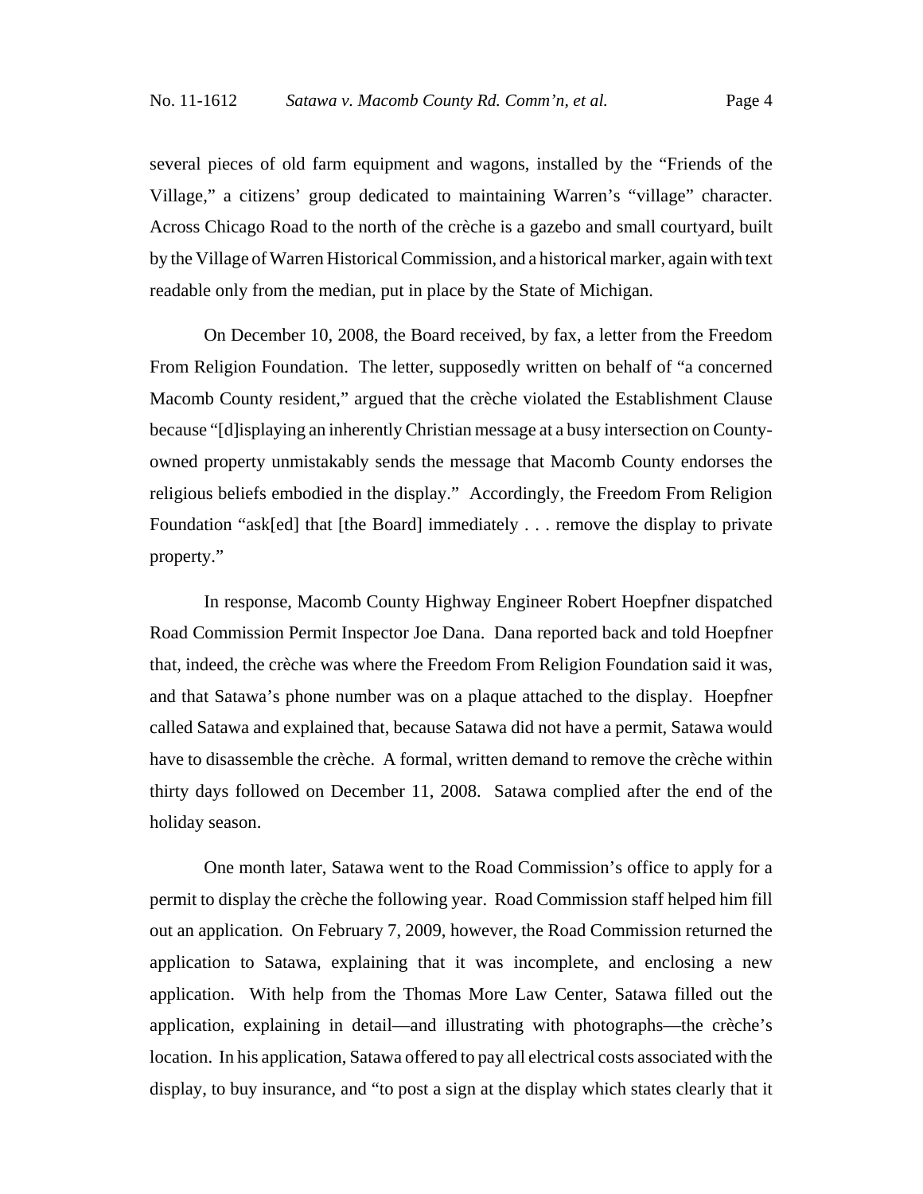several pieces of old farm equipment and wagons, installed by the "Friends of the Village," a citizens' group dedicated to maintaining Warren's "village" character. Across Chicago Road to the north of the crèche is a gazebo and small courtyard, built by the Village of Warren Historical Commission, and a historical marker, again with text readable only from the median, put in place by the State of Michigan.

On December 10, 2008, the Board received, by fax, a letter from the Freedom From Religion Foundation. The letter, supposedly written on behalf of "a concerned Macomb County resident," argued that the crèche violated the Establishment Clause because "[d]isplaying an inherently Christian message at a busy intersection on County-owned property unmistakably sends the message that Macomb County endorses the religious beliefs embodied in the display." Accordingly, the Freedom From Religion Foundation "ask[ed] that [the Board] immediately . . . remove the display to private property."

In response, Macomb County Highway Engineer Robert Hoepfner dispatched Road Commission Permit Inspector Joe Dana. Dana reported back and told Hoepfner that, indeed, the crèche was where the Freedom From Religion Foundation said it was, and that Satawa's phone number was on a plaque attached to the display. Hoepfner called Satawa and explained that, because Satawa did not have a permit, Satawa would have to disassemble the crèche. A formal, written demand to remove the crèche within thirty days followed on December 11, 2008. Satawa complied after the end of the holiday season.

One month later, Satawa went to the Road Commission's office to apply for a permit to display the crèche the following year. Road Commission staff helped him fill out an application. On February 7, 2009, however, the Road Commission returned the application to Satawa, explaining that it was incomplete, and enclosing a new application. With help from the Thomas More Law Center, Satawa filled out the application, explaining in detail—and illustrating with photographs—the crèche's location. In his application, Satawa offered to pay all electrical costs associated with the display, to buy insurance, and "to post a sign at the display which states clearly that it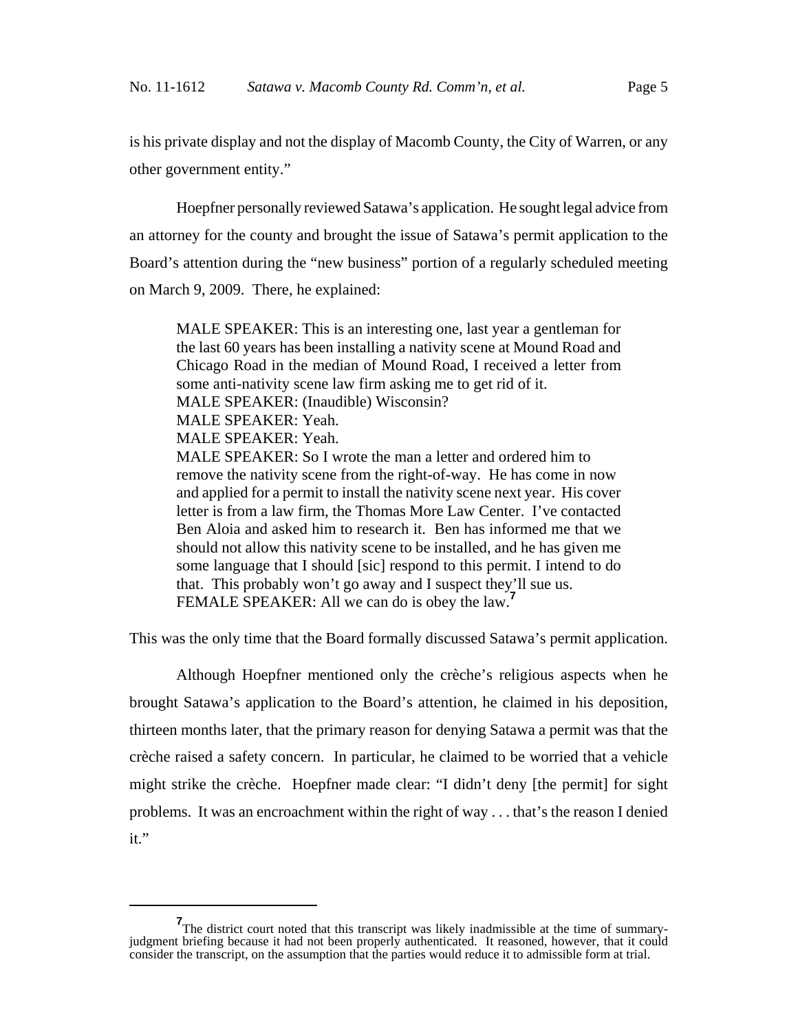is his private display and not the display of Macomb County, the City of Warren, or any other government entity."

Hoepfner personally reviewed Satawa's application. He sought legal advice from an attorney for the county and brought the issue of Satawa's permit application to the Board's attention during the "new business" portion of a regularly scheduled meeting on March 9, 2009. There, he explained:

> MALE SPEAKER: This is an interesting one, last year a gentleman for the last 60 years has been installing a nativity scene at Mound Road and Chicago Road in the median of Mound Road, I received a letter from some anti-nativity scene law firm asking me to get rid of it.
> MALE SPEAKER: (Inaudible) Wisconsin?
> MALE SPEAKER: Yeah.
> MALE SPEAKER: Yeah.
> MALE SPEAKER: So I wrote the man a letter and ordered him to remove the nativity scene from the right-of-way. He has come in now and applied for a permit to install the nativity scene next year. His cover letter is from a law firm, the Thomas More Law Center. I've contacted Ben Aloia and asked him to research it. Ben has informed me that we should not allow this nativity scene to be installed, and he has given me some language that I should [sic] respond to this permit. I intend to do that. This probably won't go away and I suspect they'll sue us.
> FEMALE SPEAKER: All we can do is obey the law.[7]

This was the only time that the Board formally discussed Satawa's permit application.

Although Hoepfner mentioned only the crèche's religious aspects when he brought Satawa's application to the Board's attention, he claimed in his deposition, thirteen months later, that the primary reason for denying Satawa a permit was that the crèche raised a safety concern. In particular, he claimed to be worried that a vehicle might strike the crèche. Hoepfner made clear: "I didn't deny [the permit] for sight problems. It was an encroachment within the right of way . . . that's the reason I denied it."

---

[7] The district court noted that this transcript was likely inadmissible at the time of summary-judgment briefing because it had not been properly authenticated. It reasoned, however, that it could consider the transcript, on the assumption that the parties would reduce it to admissible form at trial.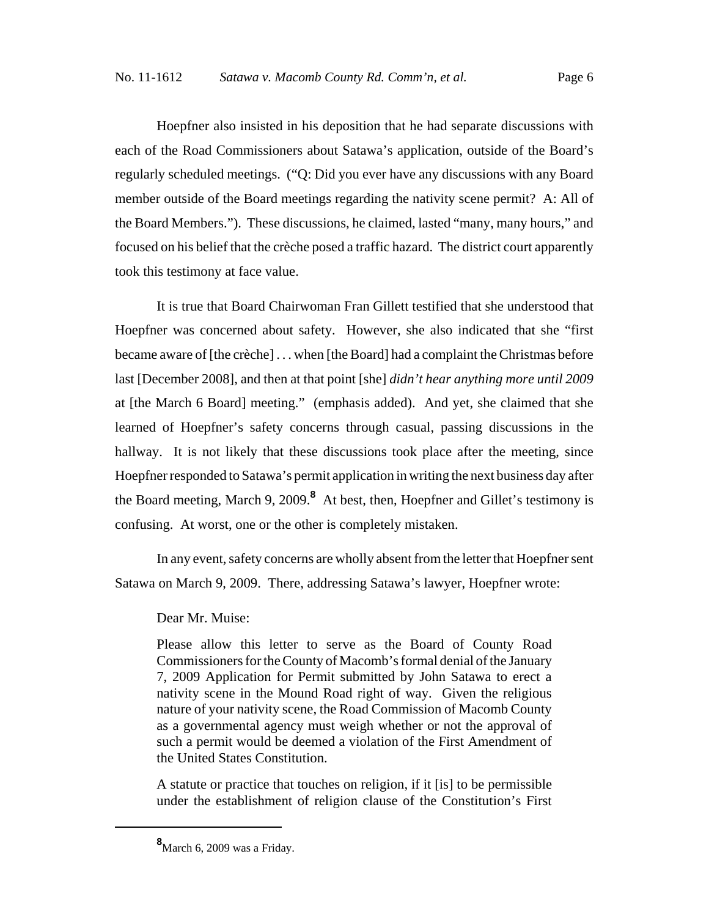Hoepfner also insisted in his deposition that he had separate discussions with each of the Road Commissioners about Satawa's application, outside of the Board's regularly scheduled meetings. ("Q: Did you ever have any discussions with any Board member outside of the Board meetings regarding the nativity scene permit? A: All of the Board Members."). These discussions, he claimed, lasted "many, many hours," and focused on his belief that the crèche posed a traffic hazard. The district court apparently took this testimony at face value.

It is true that Board Chairwoman Fran Gillett testified that she understood that Hoepfner was concerned about safety. However, she also indicated that she "first became aware of [the crèche] . . . when [the Board] had a complaint the Christmas before last [December 2008], and then at that point [she] *didn't hear anything more until 2009* at [the March 6 Board] meeting." (emphasis added). And yet, she claimed that she learned of Hoepfner's safety concerns through casual, passing discussions in the hallway. It is not likely that these discussions took place after the meeting, since Hoepfner responded to Satawa's permit application in writing the next business day after the Board meeting, March 9, 2009.[8] At best, then, Hoepfner and Gillet's testimony is confusing. At worst, one or the other is completely mistaken.

In any event, safety concerns are wholly absent from the letter that Hoepfner sent Satawa on March 9, 2009. There, addressing Satawa's lawyer, Hoepfner wrote:

> Dear Mr. Muise:
>
> Please allow this letter to serve as the Board of County Road Commissioners for the County of Macomb's formal denial of the January 7, 2009 Application for Permit submitted by John Satawa to erect a nativity scene in the Mound Road right of way. Given the religious nature of your nativity scene, the Road Commission of Macomb County as a governmental agency must weigh whether or not the approval of such a permit would be deemed a violation of the First Amendment of the United States Constitution.
>
> A statute or practice that touches on religion, if it [is] to be permissible under the establishment of religion clause of the Constitution's First

[8] March 6, 2009 was a Friday.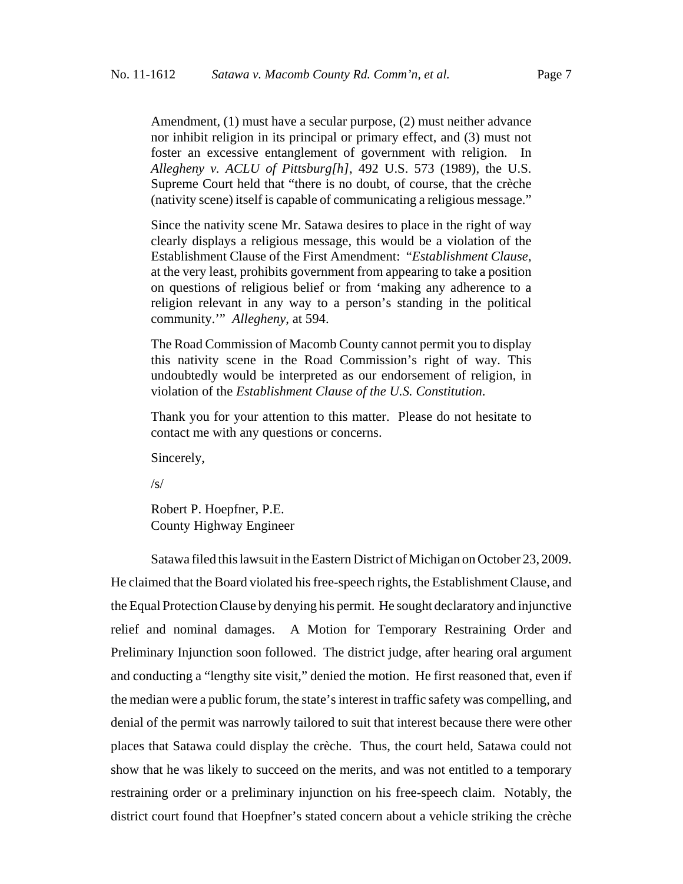> Amendment, (1) must have a secular purpose, (2) must neither advance nor inhibit religion in its principal or primary effect, and (3) must not foster an excessive entanglement of government with religion. In *Allegheny v. ACLU of Pittsburg[h]*, 492 U.S. 573 (1989), the U.S. Supreme Court held that "there is no doubt, of course, that the crèche (nativity scene) itself is capable of communicating a religious message."
>
> Since the nativity scene Mr. Satawa desires to place in the right of way clearly displays a religious message, this would be a violation of the Establishment Clause of the First Amendment: "*Establishment Clause*, at the very least, prohibits government from appearing to take a position on questions of religious belief or from 'making any adherence to a religion relevant in any way to a person's standing in the political community.'" *Allegheny*, at 594.
>
> The Road Commission of Macomb County cannot permit you to display this nativity scene in the Road Commission's right of way. This undoubtedly would be interpreted as our endorsement of religion, in violation of the *Establishment Clause of the U.S. Constitution*.
>
> Thank you for your attention to this matter. Please do not hesitate to contact me with any questions or concerns.
>
> Sincerely,
>
> /s/
>
> Robert P. Hoepfner, P.E.
> County Highway Engineer

Satawa filed this lawsuit in the Eastern District of Michigan on October 23, 2009. He claimed that the Board violated his free-speech rights, the Establishment Clause, and the Equal Protection Clause by denying his permit. He sought declaratory and injunctive relief and nominal damages. A Motion for Temporary Restraining Order and Preliminary Injunction soon followed. The district judge, after hearing oral argument and conducting a "lengthy site visit," denied the motion. He first reasoned that, even if the median were a public forum, the state's interest in traffic safety was compelling, and denial of the permit was narrowly tailored to suit that interest because there were other places that Satawa could display the crèche. Thus, the court held, Satawa could not show that he was likely to succeed on the merits, and was not entitled to a temporary restraining order or a preliminary injunction on his free-speech claim. Notably, the district court found that Hoepfner's stated concern about a vehicle striking the crèche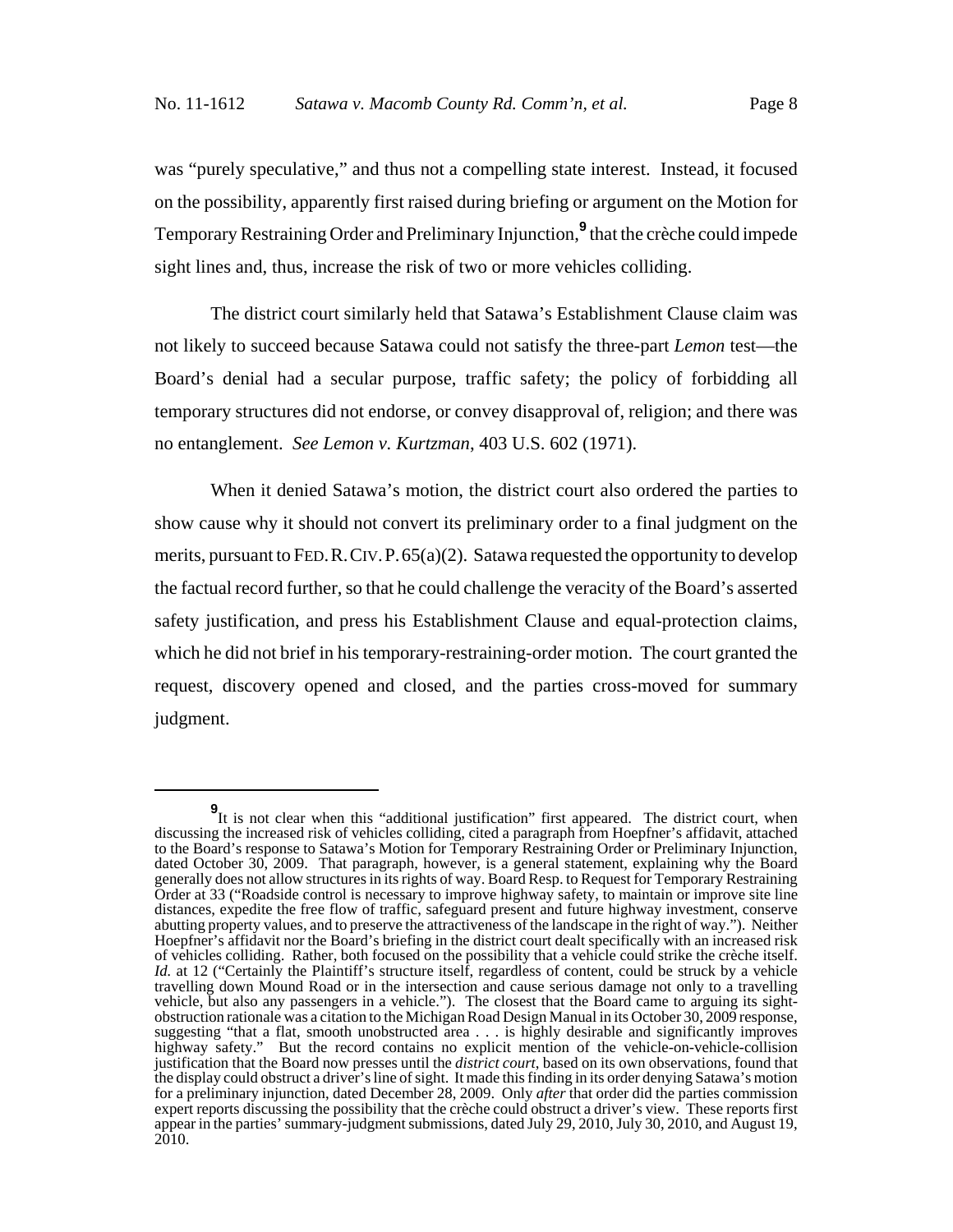was "purely speculative," and thus not a compelling state interest. Instead, it focused on the possibility, apparently first raised during briefing or argument on the Motion for Temporary Restraining Order and Preliminary Injunction,[9] that the crèche could impede sight lines and, thus, increase the risk of two or more vehicles colliding.

The district court similarly held that Satawa's Establishment Clause claim was not likely to succeed because Satawa could not satisfy the three-part *Lemon* test—the Board's denial had a secular purpose, traffic safety; the policy of forbidding all temporary structures did not endorse, or convey disapproval of, religion; and there was no entanglement. *See Lemon v. Kurtzman*, 403 U.S. 602 (1971).

When it denied Satawa's motion, the district court also ordered the parties to show cause why it should not convert its preliminary order to a final judgment on the merits, pursuant to FED. R. CIV. P. 65(a)(2). Satawa requested the opportunity to develop the factual record further, so that he could challenge the veracity of the Board's asserted safety justification, and press his Establishment Clause and equal-protection claims, which he did not brief in his temporary-restraining-order motion. The court granted the request, discovery opened and closed, and the parties cross-moved for summary judgment.

[9] It is not clear when this "additional justification" first appeared. The district court, when discussing the increased risk of vehicles colliding, cited a paragraph from Hoepfner's affidavit, attached to the Board's response to Satawa's Motion for Temporary Restraining Order or Preliminary Injunction, dated October 30, 2009. That paragraph, however, is a general statement, explaining why the Board generally does not allow structures in its rights of way. Board Resp. to Request for Temporary Restraining Order at 33 ("Roadside control is necessary to improve highway safety, to maintain or improve site line distances, expedite the free flow of traffic, safeguard present and future highway investment, conserve abutting property values, and to preserve the attractiveness of the landscape in the right of way."). Neither Hoepfner's affidavit nor the Board's briefing in the district court dealt specifically with an increased risk of vehicles colliding. Rather, both focused on the possibility that a vehicle could strike the crèche itself. *Id.* at 12 ("Certainly the Plaintiff's structure itself, regardless of content, could be struck by a vehicle travelling down Mound Road or in the intersection and cause serious damage not only to a travelling vehicle, but also any passengers in a vehicle."). The closest that the Board came to arguing its sight-obstruction rationale was a citation to the Michigan Road Design Manual in its October 30, 2009 response, suggesting "that a flat, smooth unobstructed area . . . is highly desirable and significantly improves highway safety." But the record contains no explicit mention of the vehicle-on-vehicle-collision justification that the Board now presses until the *district court*, based on its own observations, found that the display could obstruct a driver's line of sight. It made this finding in its order denying Satawa's motion for a preliminary injunction, dated December 28, 2009. Only *after* that order did the parties commission expert reports discussing the possibility that the crèche could obstruct a driver's view. These reports first appear in the parties' summary-judgment submissions, dated July 29, 2010, July 30, 2010, and August 19, 2010.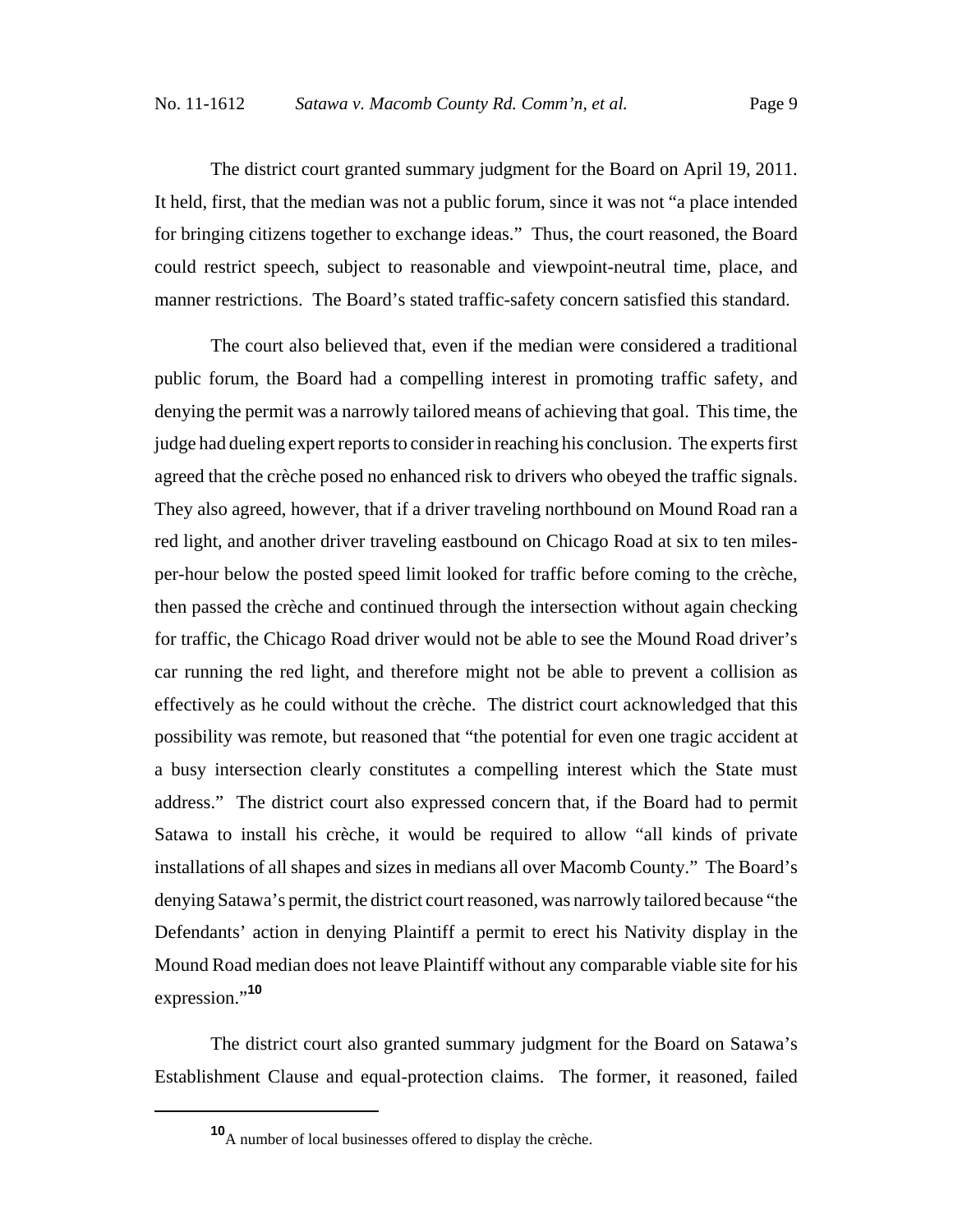The district court granted summary judgment for the Board on April 19, 2011. It held, first, that the median was not a public forum, since it was not "a place intended for bringing citizens together to exchange ideas." Thus, the court reasoned, the Board could restrict speech, subject to reasonable and viewpoint-neutral time, place, and manner restrictions. The Board's stated traffic-safety concern satisfied this standard.

The court also believed that, even if the median were considered a traditional public forum, the Board had a compelling interest in promoting traffic safety, and denying the permit was a narrowly tailored means of achieving that goal. This time, the judge had dueling expert reports to consider in reaching his conclusion. The experts first agreed that the crèche posed no enhanced risk to drivers who obeyed the traffic signals. They also agreed, however, that if a driver traveling northbound on Mound Road ran a red light, and another driver traveling eastbound on Chicago Road at six to ten miles-per-hour below the posted speed limit looked for traffic before coming to the crèche, then passed the crèche and continued through the intersection without again checking for traffic, the Chicago Road driver would not be able to see the Mound Road driver's car running the red light, and therefore might not be able to prevent a collision as effectively as he could without the crèche. The district court acknowledged that this possibility was remote, but reasoned that "the potential for even one tragic accident at a busy intersection clearly constitutes a compelling interest which the State must address." The district court also expressed concern that, if the Board had to permit Satawa to install his crèche, it would be required to allow "all kinds of private installations of all shapes and sizes in medians all over Macomb County." The Board's denying Satawa's permit, the district court reasoned, was narrowly tailored because "the Defendants' action in denying Plaintiff a permit to erect his Nativity display in the Mound Road median does not leave Plaintiff without any comparable viable site for his expression."[10]

The district court also granted summary judgment for the Board on Satawa's Establishment Clause and equal-protection claims. The former, it reasoned, failed

[10] A number of local businesses offered to display the crèche.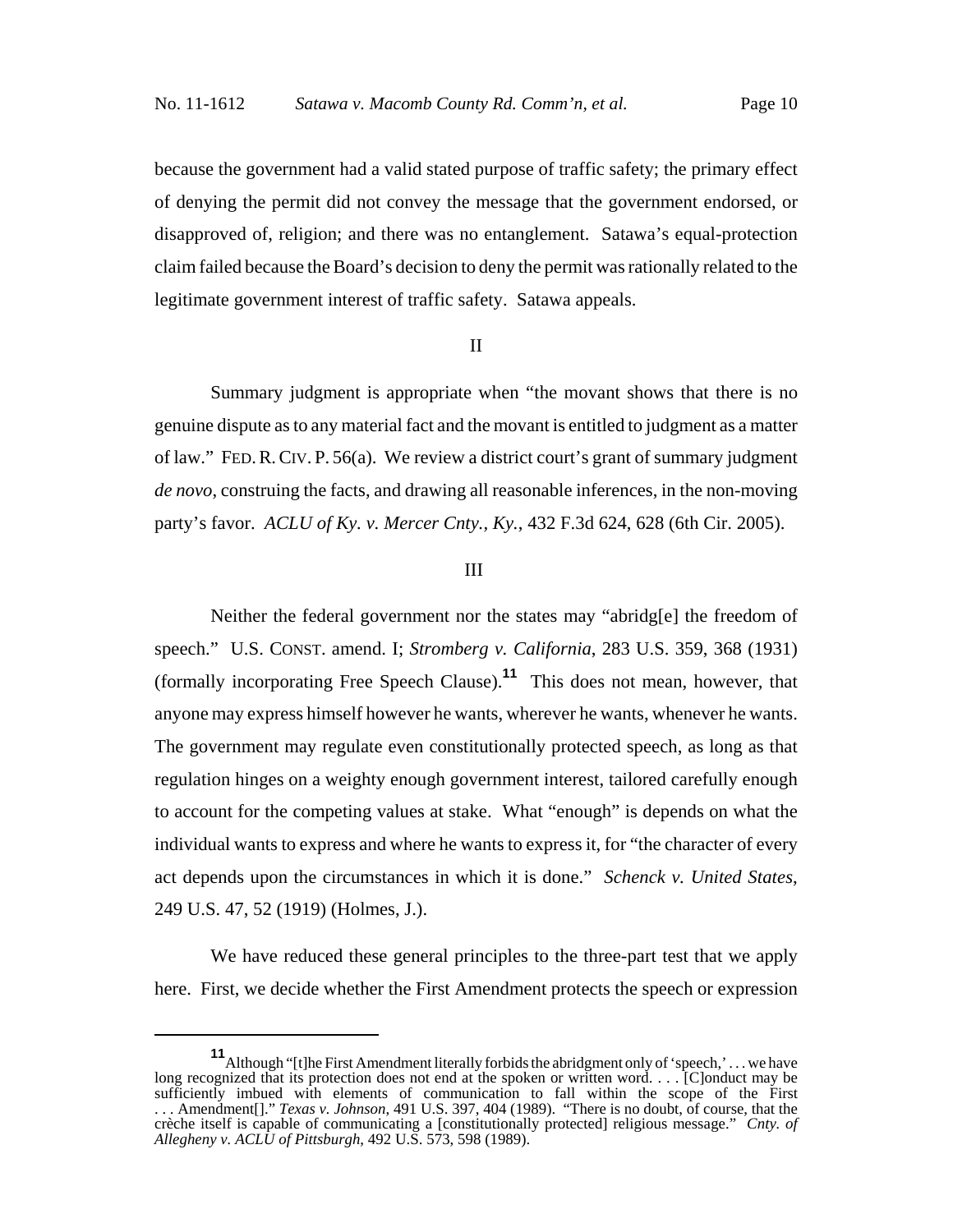because the government had a valid stated purpose of traffic safety; the primary effect of denying the permit did not convey the message that the government endorsed, or disapproved of, religion; and there was no entanglement. Satawa's equal-protection claim failed because the Board's decision to deny the permit was rationally related to the legitimate government interest of traffic safety. Satawa appeals.

## II

Summary judgment is appropriate when "the movant shows that there is no genuine dispute as to any material fact and the movant is entitled to judgment as a matter of law." FED. R. CIV. P. 56(a). We review a district court's grant of summary judgment *de novo*, construing the facts, and drawing all reasonable inferences, in the non-moving party's favor. *ACLU of Ky. v. Mercer Cnty., Ky.*, 432 F.3d 624, 628 (6th Cir. 2005).

## III

Neither the federal government nor the states may "abridg[e] the freedom of speech." U.S. CONST. amend. I; *Stromberg v. California*, 283 U.S. 359, 368 (1931) (formally incorporating Free Speech Clause).[11] This does not mean, however, that anyone may express himself however he wants, wherever he wants, whenever he wants. The government may regulate even constitutionally protected speech, as long as that regulation hinges on a weighty enough government interest, tailored carefully enough to account for the competing values at stake. What "enough" is depends on what the individual wants to express and where he wants to express it, for "the character of every act depends upon the circumstances in which it is done." *Schenck v. United States*, 249 U.S. 47, 52 (1919) (Holmes, J.).

We have reduced these general principles to the three-part test that we apply here. First, we decide whether the First Amendment protects the speech or expression

---

[11] Although "[t]he First Amendment literally forbids the abridgment only of 'speech,' . . . we have long recognized that its protection does not end at the spoken or written word. . . . [C]onduct may be sufficiently imbued with elements of communication to fall within the scope of the First . . . Amendment[]." *Texas v. Johnson*, 491 U.S. 397, 404 (1989). "There is no doubt, of course, that the crèche itself is capable of communicating a [constitutionally protected] religious message." *Cnty. of Allegheny v. ACLU of Pittsburgh*, 492 U.S. 573, 598 (1989).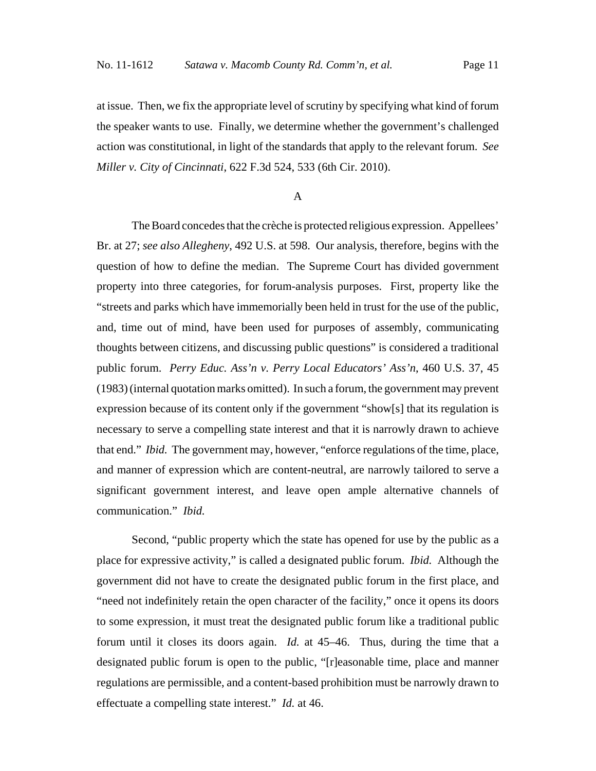at issue. Then, we fix the appropriate level of scrutiny by specifying what kind of forum the speaker wants to use. Finally, we determine whether the government's challenged action was constitutional, in light of the standards that apply to the relevant forum. *See Miller v. City of Cincinnati*, 622 F.3d 524, 533 (6th Cir. 2010).

## A

The Board concedes that the crèche is protected religious expression. Appellees' Br. at 27; *see also Allegheny*, 492 U.S. at 598. Our analysis, therefore, begins with the question of how to define the median. The Supreme Court has divided government property into three categories, for forum-analysis purposes. First, property like the "streets and parks which have immemorially been held in trust for the use of the public, and, time out of mind, have been used for purposes of assembly, communicating thoughts between citizens, and discussing public questions" is considered a traditional public forum. *Perry Educ. Ass'n v. Perry Local Educators' Ass'n*, 460 U.S. 37, 45 (1983) (internal quotation marks omitted). In such a forum, the government may prevent expression because of its content only if the government "show[s] that its regulation is necessary to serve a compelling state interest and that it is narrowly drawn to achieve that end." *Ibid.* The government may, however, "enforce regulations of the time, place, and manner of expression which are content-neutral, are narrowly tailored to serve a significant government interest, and leave open ample alternative channels of communication." *Ibid.*

Second, "public property which the state has opened for use by the public as a place for expressive activity," is called a designated public forum. *Ibid.* Although the government did not have to create the designated public forum in the first place, and "need not indefinitely retain the open character of the facility," once it opens its doors to some expression, it must treat the designated public forum like a traditional public forum until it closes its doors again. *Id.* at 45–46. Thus, during the time that a designated public forum is open to the public, "[r]easonable time, place and manner regulations are permissible, and a content-based prohibition must be narrowly drawn to effectuate a compelling state interest." *Id.* at 46.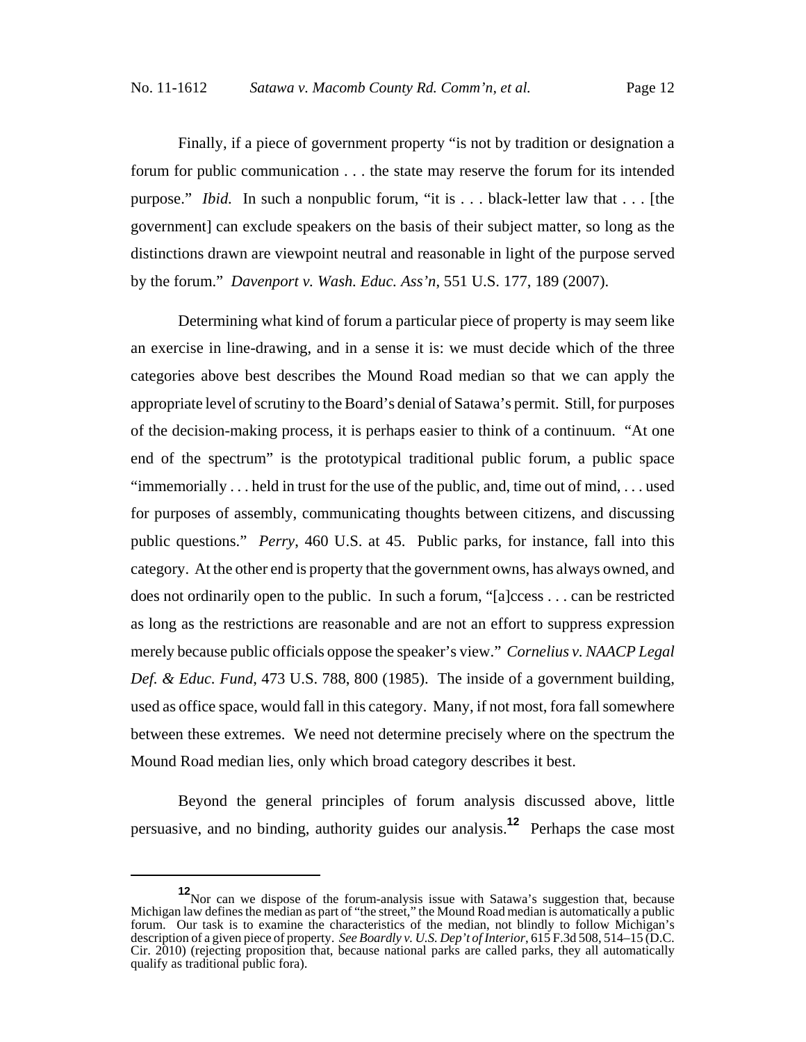Finally, if a piece of government property "is not by tradition or designation a forum for public communication . . . the state may reserve the forum for its intended purpose." *Ibid.* In such a nonpublic forum, "it is . . . black-letter law that . . . [the government] can exclude speakers on the basis of their subject matter, so long as the distinctions drawn are viewpoint neutral and reasonable in light of the purpose served by the forum." *Davenport v. Wash. Educ. Ass'n*, 551 U.S. 177, 189 (2007).

Determining what kind of forum a particular piece of property is may seem like an exercise in line-drawing, and in a sense it is: we must decide which of the three categories above best describes the Mound Road median so that we can apply the appropriate level of scrutiny to the Board's denial of Satawa's permit. Still, for purposes of the decision-making process, it is perhaps easier to think of a continuum. "At one end of the spectrum" is the prototypical traditional public forum, a public space "immemorially . . . held in trust for the use of the public, and, time out of mind, . . . used for purposes of assembly, communicating thoughts between citizens, and discussing public questions." *Perry*, 460 U.S. at 45. Public parks, for instance, fall into this category. At the other end is property that the government owns, has always owned, and does not ordinarily open to the public. In such a forum, "[a]ccess . . . can be restricted as long as the restrictions are reasonable and are not an effort to suppress expression merely because public officials oppose the speaker's view." *Cornelius v. NAACP Legal Def. & Educ. Fund*, 473 U.S. 788, 800 (1985). The inside of a government building, used as office space, would fall in this category. Many, if not most, fora fall somewhere between these extremes. We need not determine precisely where on the spectrum the Mound Road median lies, only which broad category describes it best.

Beyond the general principles of forum analysis discussed above, little persuasive, and no binding, authority guides our analysis.[12] Perhaps the case most

[12] Nor can we dispose of the forum-analysis issue with Satawa's suggestion that, because Michigan law defines the median as part of "the street," the Mound Road median is automatically a public forum. Our task is to examine the characteristics of the median, not blindly to follow Michigan's description of a given piece of property. *See Boardly v. U.S. Dep't of Interior*, 615 F.3d 508, 514–15 (D.C. Cir. 2010) (rejecting proposition that, because national parks are called parks, they all automatically qualify as traditional public fora).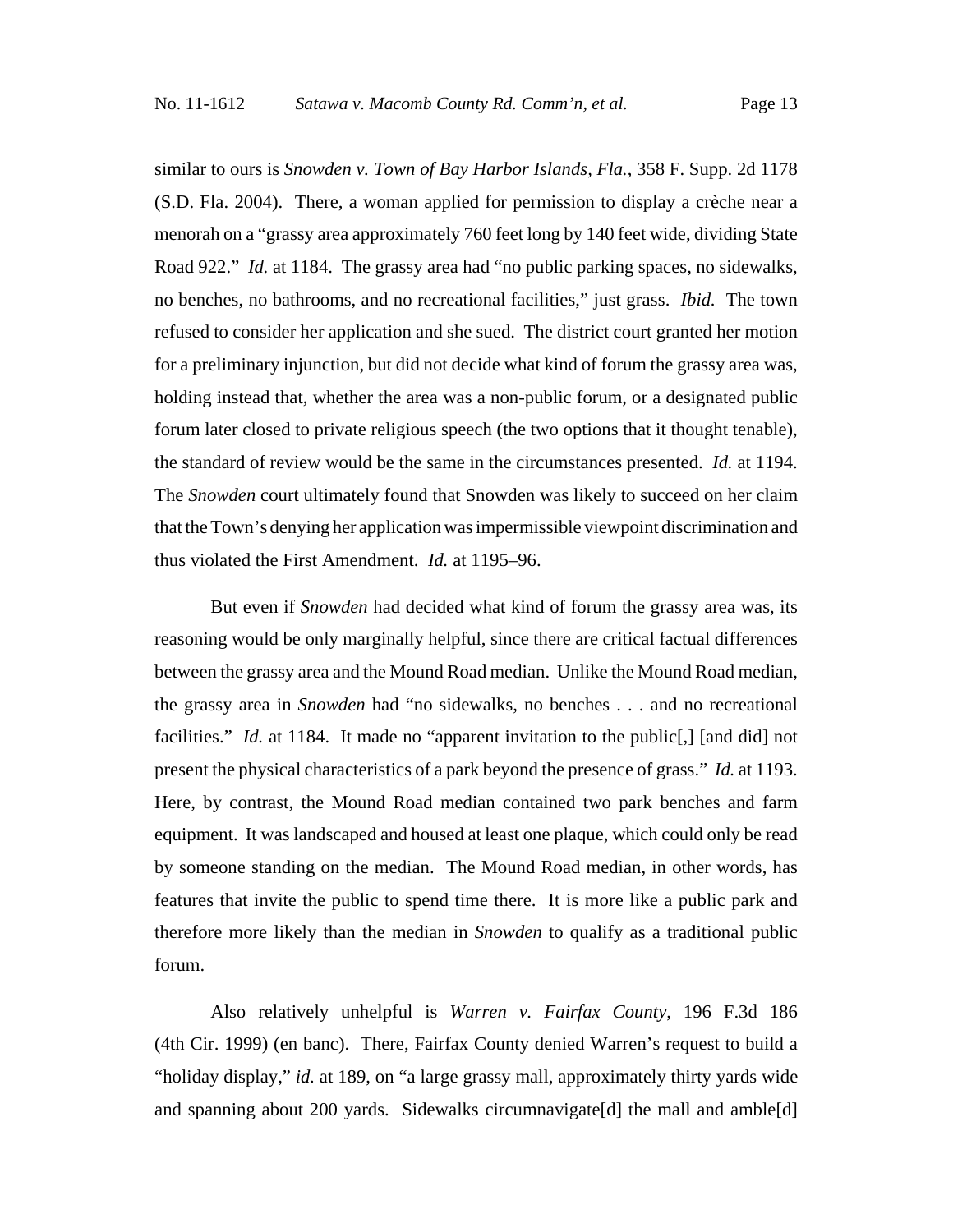similar to ours is *Snowden v. Town of Bay Harbor Islands, Fla.*, 358 F. Supp. 2d 1178 (S.D. Fla. 2004). There, a woman applied for permission to display a crèche near a menorah on a "grassy area approximately 760 feet long by 140 feet wide, dividing State Road 922." *Id.* at 1184. The grassy area had "no public parking spaces, no sidewalks, no benches, no bathrooms, and no recreational facilities," just grass. *Ibid.* The town refused to consider her application and she sued. The district court granted her motion for a preliminary injunction, but did not decide what kind of forum the grassy area was, holding instead that, whether the area was a non-public forum, or a designated public forum later closed to private religious speech (the two options that it thought tenable), the standard of review would be the same in the circumstances presented. *Id.* at 1194. The *Snowden* court ultimately found that Snowden was likely to succeed on her claim that the Town's denying her application was impermissible viewpoint discrimination and thus violated the First Amendment. *Id.* at 1195–96.

But even if *Snowden* had decided what kind of forum the grassy area was, its reasoning would be only marginally helpful, since there are critical factual differences between the grassy area and the Mound Road median. Unlike the Mound Road median, the grassy area in *Snowden* had "no sidewalks, no benches . . . and no recreational facilities." *Id.* at 1184. It made no "apparent invitation to the public[,] [and did] not present the physical characteristics of a park beyond the presence of grass." *Id.* at 1193. Here, by contrast, the Mound Road median contained two park benches and farm equipment. It was landscaped and housed at least one plaque, which could only be read by someone standing on the median. The Mound Road median, in other words, has features that invite the public to spend time there. It is more like a public park and therefore more likely than the median in *Snowden* to qualify as a traditional public forum.

Also relatively unhelpful is *Warren v. Fairfax County*, 196 F.3d 186 (4th Cir. 1999) (en banc). There, Fairfax County denied Warren's request to build a "holiday display," *id.* at 189, on "a large grassy mall, approximately thirty yards wide and spanning about 200 yards. Sidewalks circumnavigate[d] the mall and amble[d]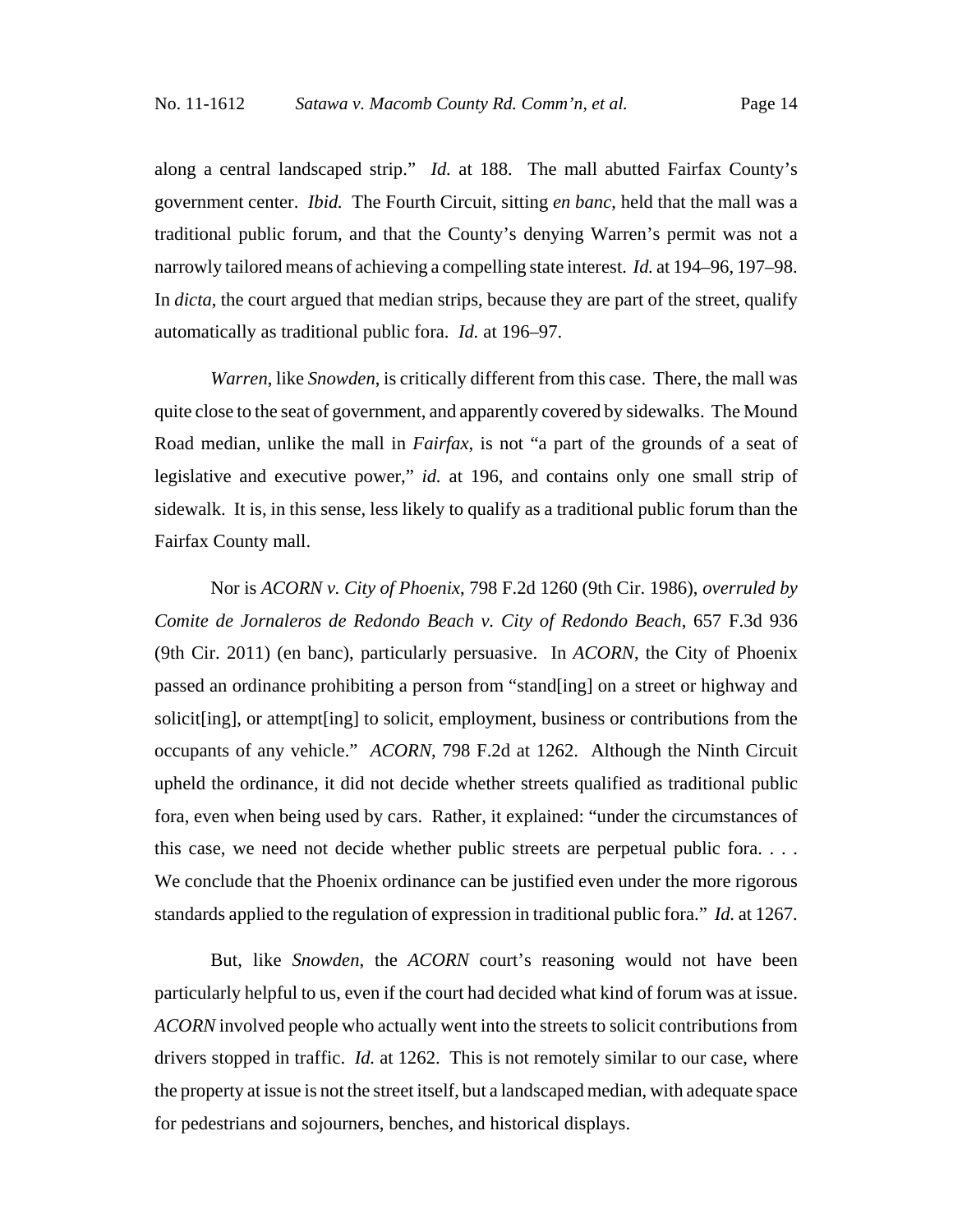along a central landscaped strip." *Id.* at 188. The mall abutted Fairfax County's government center. *Ibid.* The Fourth Circuit, sitting *en banc*, held that the mall was a traditional public forum, and that the County's denying Warren's permit was not a narrowly tailored means of achieving a compelling state interest. *Id.* at 194–96, 197–98. In *dicta*, the court argued that median strips, because they are part of the street, qualify automatically as traditional public fora. *Id.* at 196–97.

*Warren*, like *Snowden*, is critically different from this case. There, the mall was quite close to the seat of government, and apparently covered by sidewalks. The Mound Road median, unlike the mall in *Fairfax*, is not "a part of the grounds of a seat of legislative and executive power," *id.* at 196, and contains only one small strip of sidewalk. It is, in this sense, less likely to qualify as a traditional public forum than the Fairfax County mall.

Nor is *ACORN v. City of Phoenix*, 798 F.2d 1260 (9th Cir. 1986), *overruled by Comite de Jornaleros de Redondo Beach v. City of Redondo Beach*, 657 F.3d 936 (9th Cir. 2011) (en banc), particularly persuasive. In *ACORN*, the City of Phoenix passed an ordinance prohibiting a person from "stand[ing] on a street or highway and solicit[ing], or attempt[ing] to solicit, employment, business or contributions from the occupants of any vehicle." *ACORN*, 798 F.2d at 1262. Although the Ninth Circuit upheld the ordinance, it did not decide whether streets qualified as traditional public fora, even when being used by cars. Rather, it explained: "under the circumstances of this case, we need not decide whether public streets are perpetual public fora. . . . We conclude that the Phoenix ordinance can be justified even under the more rigorous standards applied to the regulation of expression in traditional public fora." *Id.* at 1267.

But, like *Snowden*, the *ACORN* court's reasoning would not have been particularly helpful to us, even if the court had decided what kind of forum was at issue. *ACORN* involved people who actually went into the streets to solicit contributions from drivers stopped in traffic. *Id.* at 1262. This is not remotely similar to our case, where the property at issue is not the street itself, but a landscaped median, with adequate space for pedestrians and sojourners, benches, and historical displays.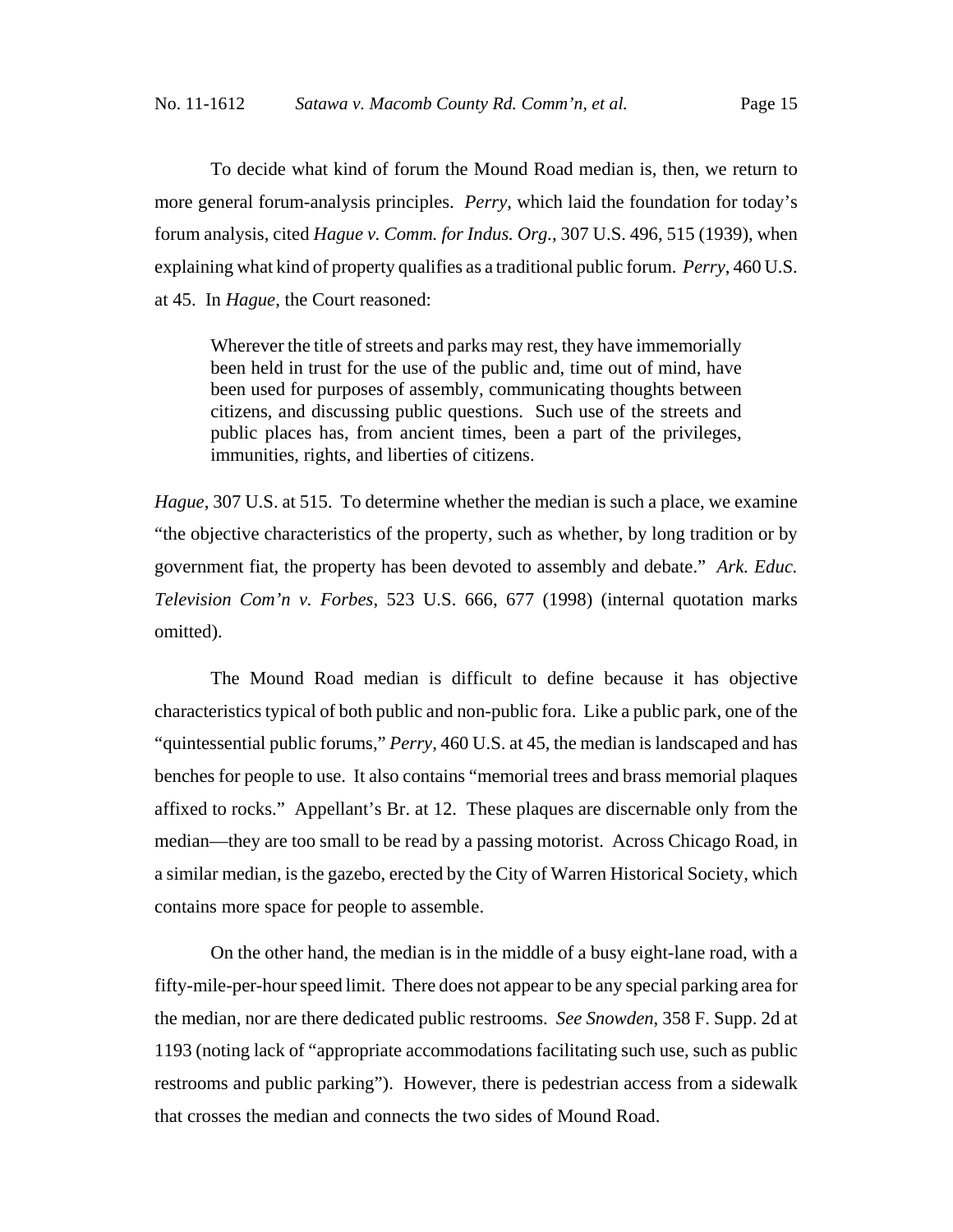To decide what kind of forum the Mound Road median is, then, we return to more general forum-analysis principles. *Perry*, which laid the foundation for today's forum analysis, cited *Hague v. Comm. for Indus. Org.*, 307 U.S. 496, 515 (1939), when explaining what kind of property qualifies as a traditional public forum. *Perry*, 460 U.S. at 45. In *Hague*, the Court reasoned:

> Wherever the title of streets and parks may rest, they have immemorially been held in trust for the use of the public and, time out of mind, have been used for purposes of assembly, communicating thoughts between citizens, and discussing public questions. Such use of the streets and public places has, from ancient times, been a part of the privileges, immunities, rights, and liberties of citizens.

*Hague*, 307 U.S. at 515. To determine whether the median is such a place, we examine "the objective characteristics of the property, such as whether, by long tradition or by government fiat, the property has been devoted to assembly and debate." *Ark. Educ. Television Com'n v. Forbes*, 523 U.S. 666, 677 (1998) (internal quotation marks omitted).

The Mound Road median is difficult to define because it has objective characteristics typical of both public and non-public fora. Like a public park, one of the "quintessential public forums," *Perry*, 460 U.S. at 45, the median is landscaped and has benches for people to use. It also contains "memorial trees and brass memorial plaques affixed to rocks." Appellant's Br. at 12. These plaques are discernable only from the median—they are too small to be read by a passing motorist. Across Chicago Road, in a similar median, is the gazebo, erected by the City of Warren Historical Society, which contains more space for people to assemble.

On the other hand, the median is in the middle of a busy eight-lane road, with a fifty-mile-per-hour speed limit. There does not appear to be any special parking area for the median, nor are there dedicated public restrooms. *See Snowden*, 358 F. Supp. 2d at 1193 (noting lack of "appropriate accommodations facilitating such use, such as public restrooms and public parking"). However, there is pedestrian access from a sidewalk that crosses the median and connects the two sides of Mound Road.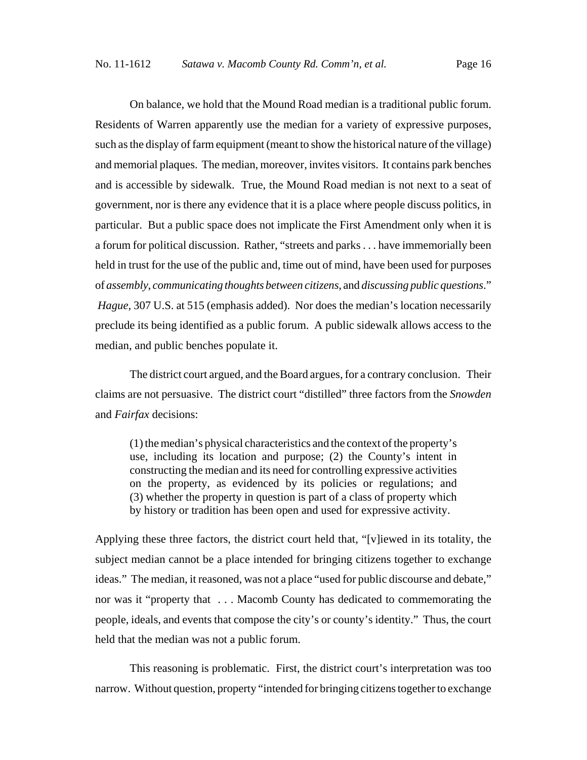On balance, we hold that the Mound Road median is a traditional public forum. Residents of Warren apparently use the median for a variety of expressive purposes, such as the display of farm equipment (meant to show the historical nature of the village) and memorial plaques. The median, moreover, invites visitors. It contains park benches and is accessible by sidewalk. True, the Mound Road median is not next to a seat of government, nor is there any evidence that it is a place where people discuss politics, in particular. But a public space does not implicate the First Amendment only when it is a forum for political discussion. Rather, "streets and parks . . . have immemorially been held in trust for the use of the public and, time out of mind, have been used for purposes of *assembly*, *communicating thoughts between citizens*, and *discussing public questions*." *Hague*, 307 U.S. at 515 (emphasis added). Nor does the median's location necessarily preclude its being identified as a public forum. A public sidewalk allows access to the median, and public benches populate it.

The district court argued, and the Board argues, for a contrary conclusion. Their claims are not persuasive. The district court "distilled" three factors from the *Snowden* and *Fairfax* decisions:

> (1) the median's physical characteristics and the context of the property's use, including its location and purpose; (2) the County's intent in constructing the median and its need for controlling expressive activities on the property, as evidenced by its policies or regulations; and (3) whether the property in question is part of a class of property which by history or tradition has been open and used for expressive activity.

Applying these three factors, the district court held that, "[v]iewed in its totality, the subject median cannot be a place intended for bringing citizens together to exchange ideas." The median, it reasoned, was not a place "used for public discourse and debate," nor was it "property that . . . Macomb County has dedicated to commemorating the people, ideals, and events that compose the city's or county's identity." Thus, the court held that the median was not a public forum.

This reasoning is problematic. First, the district court's interpretation was too narrow. Without question, property "intended for bringing citizens together to exchange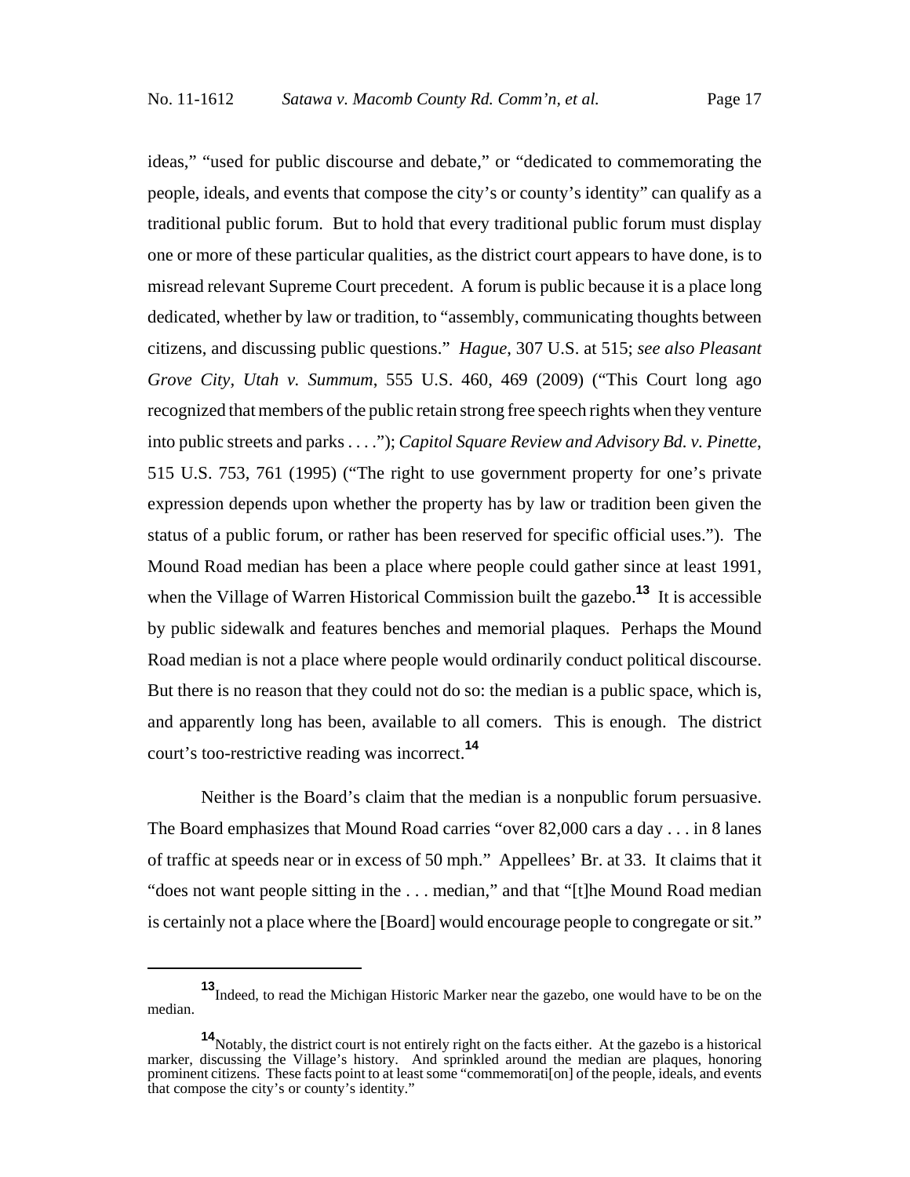ideas," "used for public discourse and debate," or "dedicated to commemorating the people, ideals, and events that compose the city's or county's identity" can qualify as a traditional public forum. But to hold that every traditional public forum must display one or more of these particular qualities, as the district court appears to have done, is to misread relevant Supreme Court precedent. A forum is public because it is a place long dedicated, whether by law or tradition, to "assembly, communicating thoughts between citizens, and discussing public questions." *Hague*, 307 U.S. at 515; *see also Pleasant Grove City, Utah v. Summum*, 555 U.S. 460, 469 (2009) ("This Court long ago recognized that members of the public retain strong free speech rights when they venture into public streets and parks . . . ."); *Capitol Square Review and Advisory Bd. v. Pinette*, 515 U.S. 753, 761 (1995) ("The right to use government property for one's private expression depends upon whether the property has by law or tradition been given the status of a public forum, or rather has been reserved for specific official uses."). The Mound Road median has been a place where people could gather since at least 1991, when the Village of Warren Historical Commission built the gazebo.[13] It is accessible by public sidewalk and features benches and memorial plaques. Perhaps the Mound Road median is not a place where people would ordinarily conduct political discourse. But there is no reason that they could not do so: the median is a public space, which is, and apparently long has been, available to all comers. This is enough. The district court's too-restrictive reading was incorrect.[14]

Neither is the Board's claim that the median is a nonpublic forum persuasive. The Board emphasizes that Mound Road carries "over 82,000 cars a day . . . in 8 lanes of traffic at speeds near or in excess of 50 mph." Appellees' Br. at 33. It claims that it "does not want people sitting in the . . . median," and that "[t]he Mound Road median is certainly not a place where the [Board] would encourage people to congregate or sit."

---

[13] Indeed, to read the Michigan Historic Marker near the gazebo, one would have to be on the median.

[14] Notably, the district court is not entirely right on the facts either. At the gazebo is a historical marker, discussing the Village's history. And sprinkled around the median are plaques, honoring prominent citizens. These facts point to at least some "commemorati[on] of the people, ideals, and events that compose the city's or county's identity."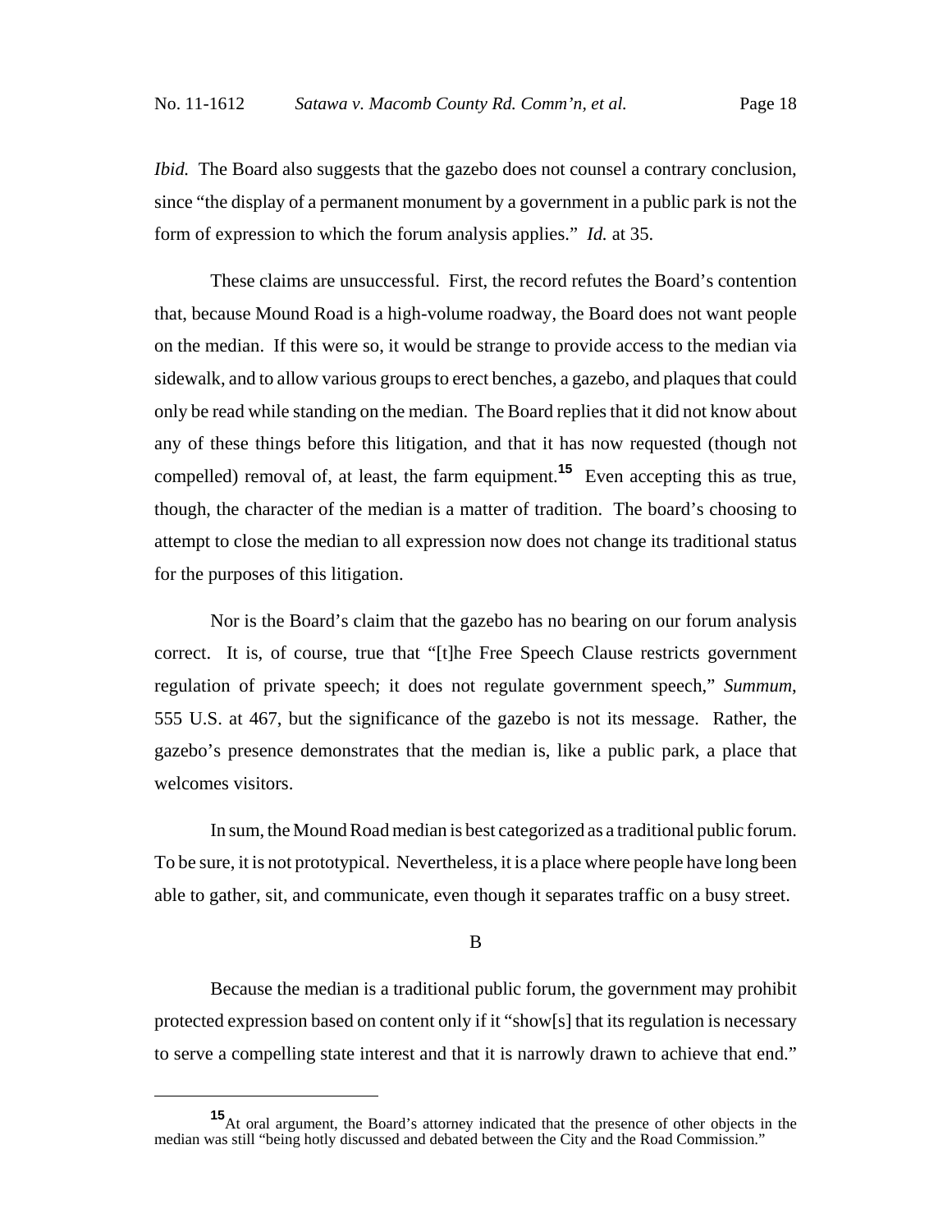*Ibid.* The Board also suggests that the gazebo does not counsel a contrary conclusion, since "the display of a permanent monument by a government in a public park is not the form of expression to which the forum analysis applies." *Id.* at 35.

These claims are unsuccessful. First, the record refutes the Board's contention that, because Mound Road is a high-volume roadway, the Board does not want people on the median. If this were so, it would be strange to provide access to the median via sidewalk, and to allow various groups to erect benches, a gazebo, and plaques that could only be read while standing on the median. The Board replies that it did not know about any of these things before this litigation, and that it has now requested (though not compelled) removal of, at least, the farm equipment.[15] Even accepting this as true, though, the character of the median is a matter of tradition. The board's choosing to attempt to close the median to all expression now does not change its traditional status for the purposes of this litigation.

Nor is the Board's claim that the gazebo has no bearing on our forum analysis correct. It is, of course, true that "[t]he Free Speech Clause restricts government regulation of private speech; it does not regulate government speech," *Summum*, 555 U.S. at 467, but the significance of the gazebo is not its message. Rather, the gazebo's presence demonstrates that the median is, like a public park, a place that welcomes visitors.

In sum, the Mound Road median is best categorized as a traditional public forum. To be sure, it is not prototypical. Nevertheless, it is a place where people have long been able to gather, sit, and communicate, even though it separates traffic on a busy street.

B

Because the median is a traditional public forum, the government may prohibit protected expression based on content only if it "show[s] that its regulation is necessary to serve a compelling state interest and that it is narrowly drawn to achieve that end."

---

[15] At oral argument, the Board's attorney indicated that the presence of other objects in the median was still "being hotly discussed and debated between the City and the Road Commission."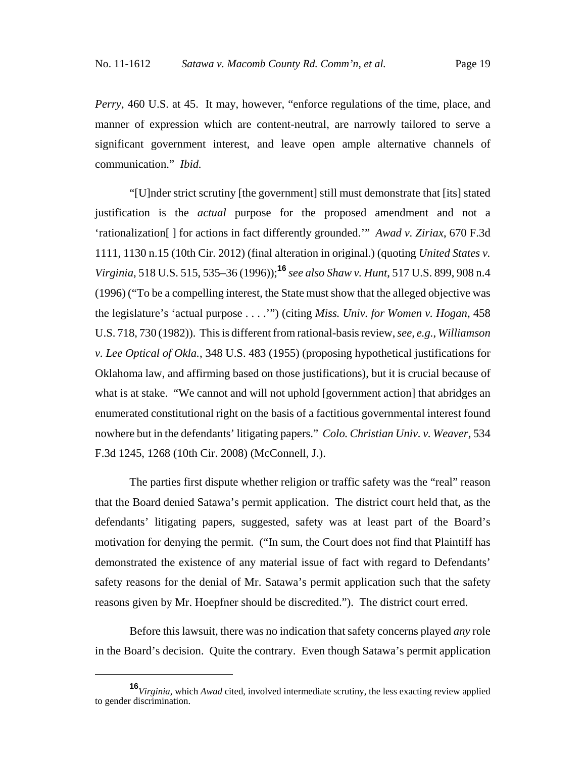*Perry*, 460 U.S. at 45. It may, however, "enforce regulations of the time, place, and manner of expression which are content-neutral, are narrowly tailored to serve a significant government interest, and leave open ample alternative channels of communication." *Ibid.*

"[U]nder strict scrutiny [the government] still must demonstrate that [its] stated justification is the *actual* purpose for the proposed amendment and not a 'rationalization[ ] for actions in fact differently grounded.'" *Awad v. Ziriax*, 670 F.3d 1111, 1130 n.15 (10th Cir. 2012) (final alteration in original.) (quoting *United States v. Virginia*, 518 U.S. 515, 535–36 (1996));[16] *see also Shaw v. Hunt*, 517 U.S. 899, 908 n.4 (1996) ("To be a compelling interest, the State must show that the alleged objective was the legislature's 'actual purpose . . . .'") (citing *Miss. Univ. for Women v. Hogan*, 458 U.S. 718, 730 (1982)). This is different from rational-basis review, *see, e.g.*, *Williamson v. Lee Optical of Okla.*, 348 U.S. 483 (1955) (proposing hypothetical justifications for Oklahoma law, and affirming based on those justifications), but it is crucial because of what is at stake. "We cannot and will not uphold [government action] that abridges an enumerated constitutional right on the basis of a factitious governmental interest found nowhere but in the defendants' litigating papers." *Colo. Christian Univ. v. Weaver*, 534 F.3d 1245, 1268 (10th Cir. 2008) (McConnell, J.).

The parties first dispute whether religion or traffic safety was the "real" reason that the Board denied Satawa's permit application. The district court held that, as the defendants' litigating papers, suggested, safety was at least part of the Board's motivation for denying the permit. ("In sum, the Court does not find that Plaintiff has demonstrated the existence of any material issue of fact with regard to Defendants' safety reasons for the denial of Mr. Satawa's permit application such that the safety reasons given by Mr. Hoepfner should be discredited."). The district court erred.

Before this lawsuit, there was no indication that safety concerns played *any* role in the Board's decision. Quite the contrary. Even though Satawa's permit application

---

[16] *Virginia*, which *Awad* cited, involved intermediate scrutiny, the less exacting review applied to gender discrimination.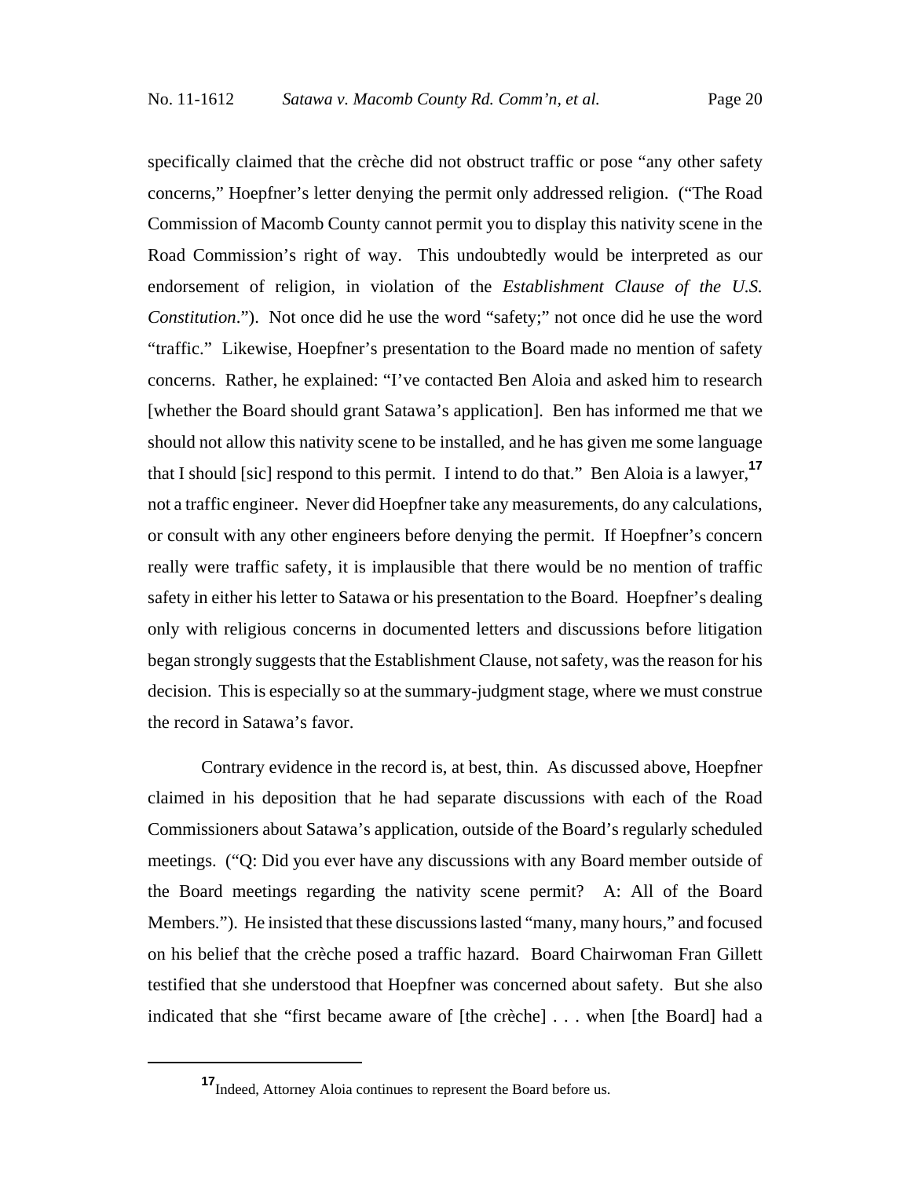specifically claimed that the crèche did not obstruct traffic or pose "any other safety concerns," Hoepfner's letter denying the permit only addressed religion. ("The Road Commission of Macomb County cannot permit you to display this nativity scene in the Road Commission's right of way. This undoubtedly would be interpreted as our endorsement of religion, in violation of the *Establishment Clause of the U.S. Constitution*."). Not once did he use the word "safety;" not once did he use the word "traffic." Likewise, Hoepfner's presentation to the Board made no mention of safety concerns. Rather, he explained: "I've contacted Ben Aloia and asked him to research [whether the Board should grant Satawa's application]. Ben has informed me that we should not allow this nativity scene to be installed, and he has given me some language that I should [sic] respond to this permit. I intend to do that." Ben Aloia is a lawyer,[17] not a traffic engineer. Never did Hoepfner take any measurements, do any calculations, or consult with any other engineers before denying the permit. If Hoepfner's concern really were traffic safety, it is implausible that there would be no mention of traffic safety in either his letter to Satawa or his presentation to the Board. Hoepfner's dealing only with religious concerns in documented letters and discussions before litigation began strongly suggests that the Establishment Clause, not safety, was the reason for his decision. This is especially so at the summary-judgment stage, where we must construe the record in Satawa's favor.

Contrary evidence in the record is, at best, thin. As discussed above, Hoepfner claimed in his deposition that he had separate discussions with each of the Road Commissioners about Satawa's application, outside of the Board's regularly scheduled meetings. ("Q: Did you ever have any discussions with any Board member outside of the Board meetings regarding the nativity scene permit? A: All of the Board Members."). He insisted that these discussions lasted "many, many hours," and focused on his belief that the crèche posed a traffic hazard. Board Chairwoman Fran Gillett testified that she understood that Hoepfner was concerned about safety. But she also indicated that she "first became aware of [the crèche] . . . when [the Board] had a

---

[17] Indeed, Attorney Aloia continues to represent the Board before us.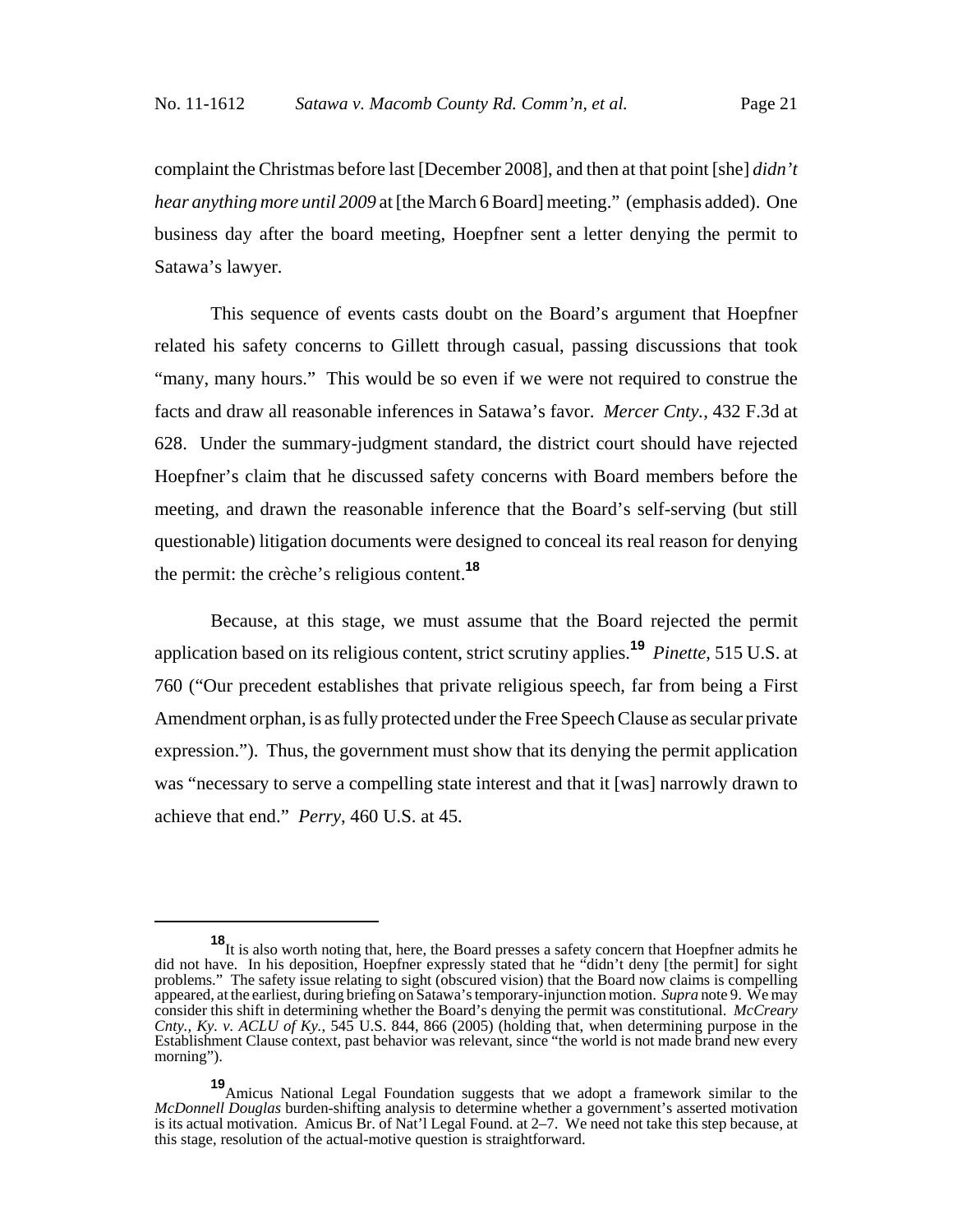complaint the Christmas before last [December 2008], and then at that point [she] *didn't hear anything more until 2009* at [the March 6 Board] meeting." (emphasis added). One business day after the board meeting, Hoepfner sent a letter denying the permit to Satawa's lawyer.

This sequence of events casts doubt on the Board's argument that Hoepfner related his safety concerns to Gillett through casual, passing discussions that took "many, many hours." This would be so even if we were not required to construe the facts and draw all reasonable inferences in Satawa's favor. *Mercer Cnty.*, 432 F.3d at 628. Under the summary-judgment standard, the district court should have rejected Hoepfner's claim that he discussed safety concerns with Board members before the meeting, and drawn the reasonable inference that the Board's self-serving (but still questionable) litigation documents were designed to conceal its real reason for denying the permit: the crèche's religious content.[18]

Because, at this stage, we must assume that the Board rejected the permit application based on its religious content, strict scrutiny applies.[19] *Pinette*, 515 U.S. at 760 ("Our precedent establishes that private religious speech, far from being a First Amendment orphan, is as fully protected under the Free Speech Clause as secular private expression."). Thus, the government must show that its denying the permit application was "necessary to serve a compelling state interest and that it [was] narrowly drawn to achieve that end." *Perry*, 460 U.S. at 45.

---

[18] It is also worth noting that, here, the Board presses a safety concern that Hoepfner admits he did not have. In his deposition, Hoepfner expressly stated that he "didn't deny [the permit] for sight problems." The safety issue relating to sight (obscured vision) that the Board now claims is compelling appeared, at the earliest, during briefing on Satawa's temporary-injunction motion. *Supra* note 9. We may consider this shift in determining whether the Board's denying the permit was constitutional. *McCreary Cnty., Ky. v. ACLU of Ky.*, 545 U.S. 844, 866 (2005) (holding that, when determining purpose in the Establishment Clause context, past behavior was relevant, since "the world is not made brand new every morning").

[19] Amicus National Legal Foundation suggests that we adopt a framework similar to the *McDonnell Douglas* burden-shifting analysis to determine whether a government's asserted motivation is its actual motivation. Amicus Br. of Nat'l Legal Found. at 2–7. We need not take this step because, at this stage, resolution of the actual-motive question is straightforward.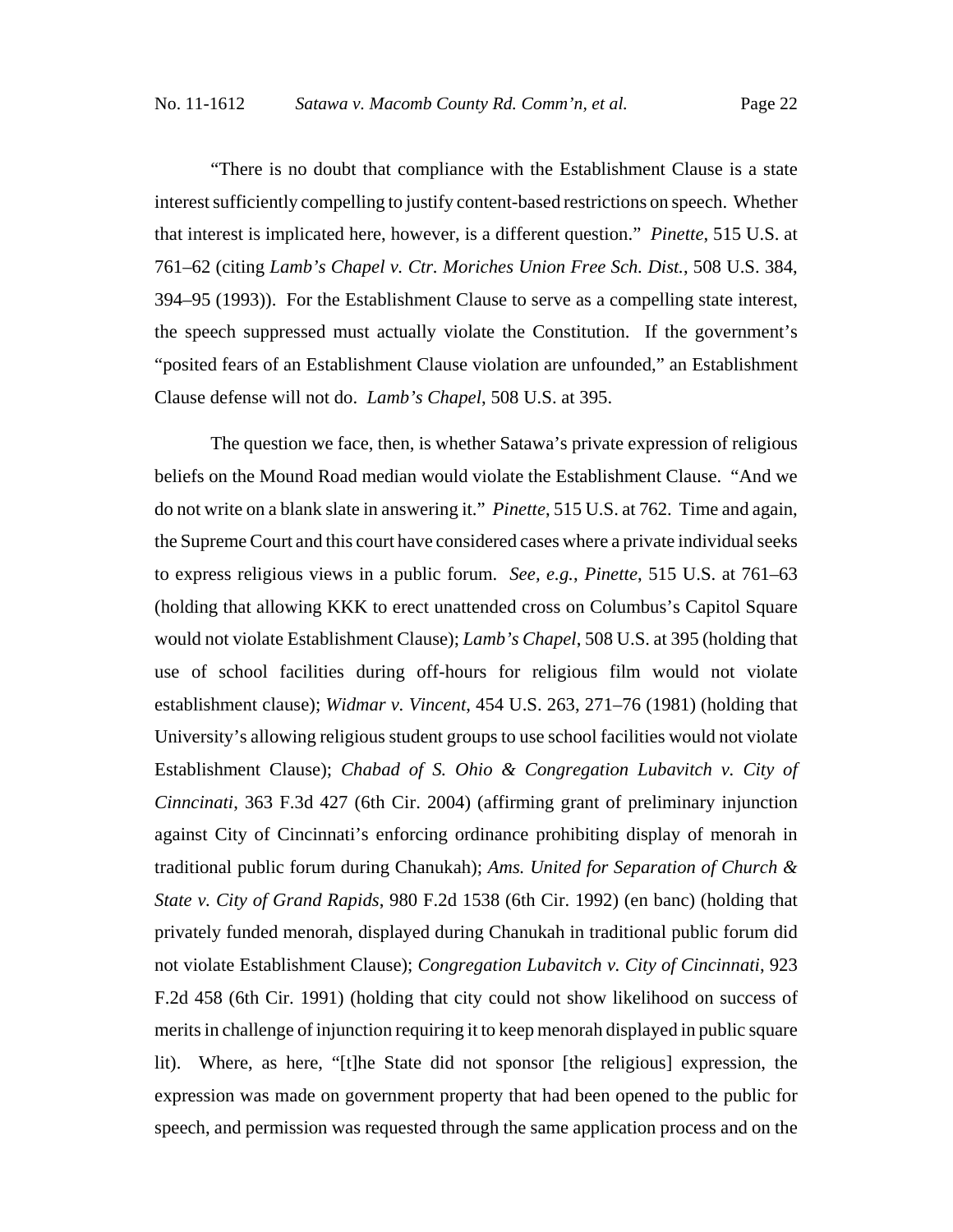"There is no doubt that compliance with the Establishment Clause is a state interest sufficiently compelling to justify content-based restrictions on speech. Whether that interest is implicated here, however, is a different question." *Pinette*, 515 U.S. at 761–62 (citing *Lamb's Chapel v. Ctr. Moriches Union Free Sch. Dist.*, 508 U.S. 384, 394–95 (1993)). For the Establishment Clause to serve as a compelling state interest, the speech suppressed must actually violate the Constitution. If the government's "posited fears of an Establishment Clause violation are unfounded," an Establishment Clause defense will not do. *Lamb's Chapel*, 508 U.S. at 395.

The question we face, then, is whether Satawa's private expression of religious beliefs on the Mound Road median would violate the Establishment Clause. "And we do not write on a blank slate in answering it." *Pinette*, 515 U.S. at 762. Time and again, the Supreme Court and this court have considered cases where a private individual seeks to express religious views in a public forum. *See, e.g.*, *Pinette*, 515 U.S. at 761–63 (holding that allowing KKK to erect unattended cross on Columbus's Capitol Square would not violate Establishment Clause); *Lamb's Chapel*, 508 U.S. at 395 (holding that use of school facilities during off-hours for religious film would not violate establishment clause); *Widmar v. Vincent*, 454 U.S. 263, 271–76 (1981) (holding that University's allowing religious student groups to use school facilities would not violate Establishment Clause); *Chabad of S. Ohio & Congregation Lubavitch v. City of Cinncinati*, 363 F.3d 427 (6th Cir. 2004) (affirming grant of preliminary injunction against City of Cincinnati's enforcing ordinance prohibiting display of menorah in traditional public forum during Chanukah); *Ams. United for Separation of Church & State v. City of Grand Rapids*, 980 F.2d 1538 (6th Cir. 1992) (en banc) (holding that privately funded menorah, displayed during Chanukah in traditional public forum did not violate Establishment Clause); *Congregation Lubavitch v. City of Cincinnati*, 923 F.2d 458 (6th Cir. 1991) (holding that city could not show likelihood on success of merits in challenge of injunction requiring it to keep menorah displayed in public square lit). Where, as here, "[t]he State did not sponsor [the religious] expression, the expression was made on government property that had been opened to the public for speech, and permission was requested through the same application process and on the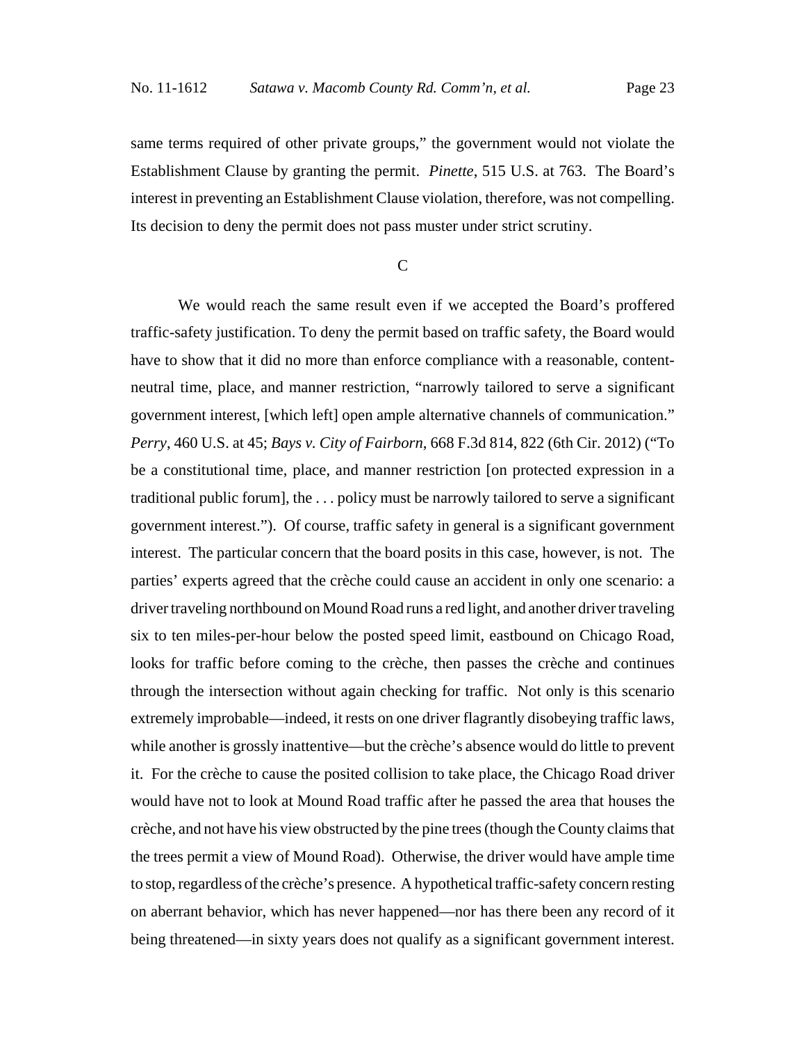same terms required of other private groups," the government would not violate the Establishment Clause by granting the permit. *Pinette*, 515 U.S. at 763. The Board's interest in preventing an Establishment Clause violation, therefore, was not compelling. Its decision to deny the permit does not pass muster under strict scrutiny.

C

We would reach the same result even if we accepted the Board's proffered traffic-safety justification. To deny the permit based on traffic safety, the Board would have to show that it did no more than enforce compliance with a reasonable, content-neutral time, place, and manner restriction, "narrowly tailored to serve a significant government interest, [which left] open ample alternative channels of communication." *Perry*, 460 U.S. at 45; *Bays v. City of Fairborn*, 668 F.3d 814, 822 (6th Cir. 2012) ("To be a constitutional time, place, and manner restriction [on protected expression in a traditional public forum], the . . . policy must be narrowly tailored to serve a significant government interest."). Of course, traffic safety in general is a significant government interest. The particular concern that the board posits in this case, however, is not. The parties' experts agreed that the crèche could cause an accident in only one scenario: a driver traveling northbound on Mound Road runs a red light, and another driver traveling six to ten miles-per-hour below the posted speed limit, eastbound on Chicago Road, looks for traffic before coming to the crèche, then passes the crèche and continues through the intersection without again checking for traffic. Not only is this scenario extremely improbable—indeed, it rests on one driver flagrantly disobeying traffic laws, while another is grossly inattentive—but the crèche's absence would do little to prevent it. For the crèche to cause the posited collision to take place, the Chicago Road driver would have not to look at Mound Road traffic after he passed the area that houses the crèche, and not have his view obstructed by the pine trees (though the County claims that the trees permit a view of Mound Road). Otherwise, the driver would have ample time to stop, regardless of the crèche's presence. A hypothetical traffic-safety concern resting on aberrant behavior, which has never happened—nor has there been any record of it being threatened—in sixty years does not qualify as a significant government interest.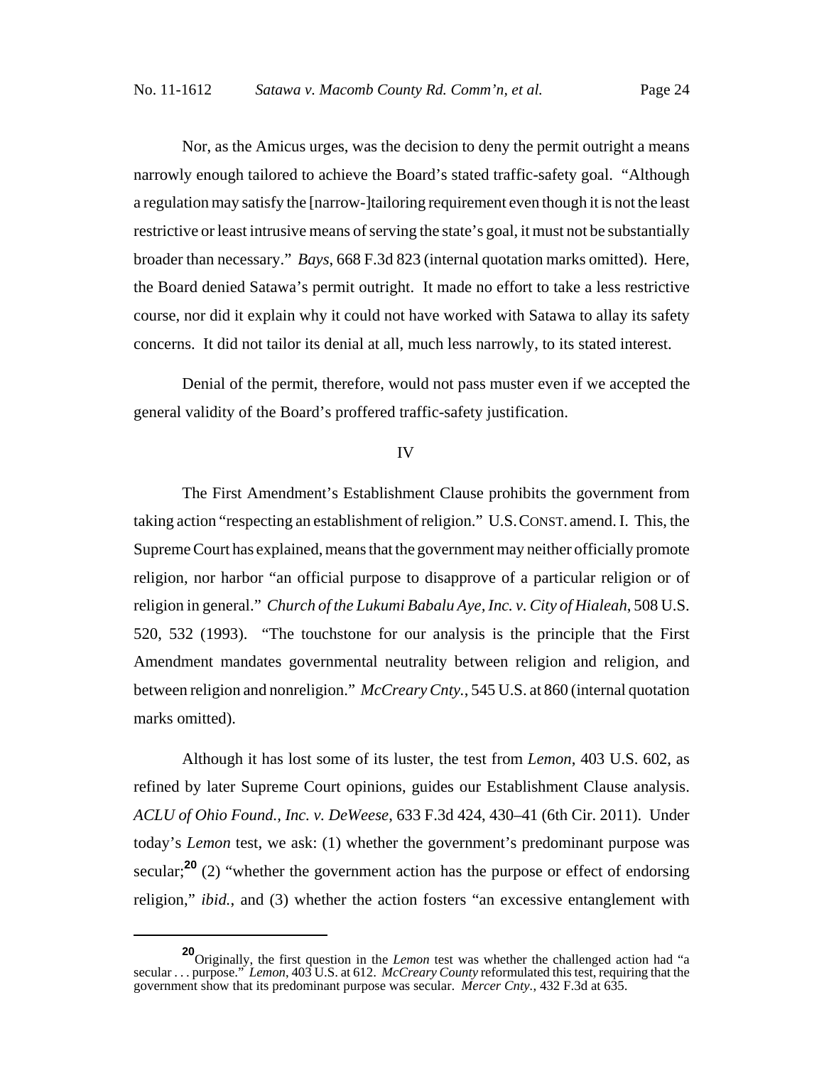Nor, as the Amicus urges, was the decision to deny the permit outright a means narrowly enough tailored to achieve the Board's stated traffic-safety goal. "Although a regulation may satisfy the [narrow-]tailoring requirement even though it is not the least restrictive or least intrusive means of serving the state's goal, it must not be substantially broader than necessary." *Bays*, 668 F.3d 823 (internal quotation marks omitted). Here, the Board denied Satawa's permit outright. It made no effort to take a less restrictive course, nor did it explain why it could not have worked with Satawa to allay its safety concerns. It did not tailor its denial at all, much less narrowly, to its stated interest.

Denial of the permit, therefore, would not pass muster even if we accepted the general validity of the Board's proffered traffic-safety justification.

## IV

The First Amendment's Establishment Clause prohibits the government from taking action "respecting an establishment of religion." U.S. CONST. amend. I. This, the Supreme Court has explained, means that the government may neither officially promote religion, nor harbor "an official purpose to disapprove of a particular religion or of religion in general." *Church of the Lukumi Babalu Aye, Inc. v. City of Hialeah*, 508 U.S. 520, 532 (1993). "The touchstone for our analysis is the principle that the First Amendment mandates governmental neutrality between religion and religion, and between religion and nonreligion." *McCreary Cnty.*, 545 U.S. at 860 (internal quotation marks omitted).

Although it has lost some of its luster, the test from *Lemon*, 403 U.S. 602, as refined by later Supreme Court opinions, guides our Establishment Clause analysis. *ACLU of Ohio Found., Inc. v. DeWeese*, 633 F.3d 424, 430–41 (6th Cir. 2011). Under today's *Lemon* test, we ask: (1) whether the government's predominant purpose was secular;[20] (2) "whether the government action has the purpose or effect of endorsing religion," *ibid.*, and (3) whether the action fosters "an excessive entanglement with

---

[20] Originally, the first question in the *Lemon* test was whether the challenged action had "a secular . . . purpose." *Lemon*, 403 U.S. at 612. *McCreary County* reformulated this test, requiring that the government show that its predominant purpose was secular. *Mercer Cnty.*, 432 F.3d at 635.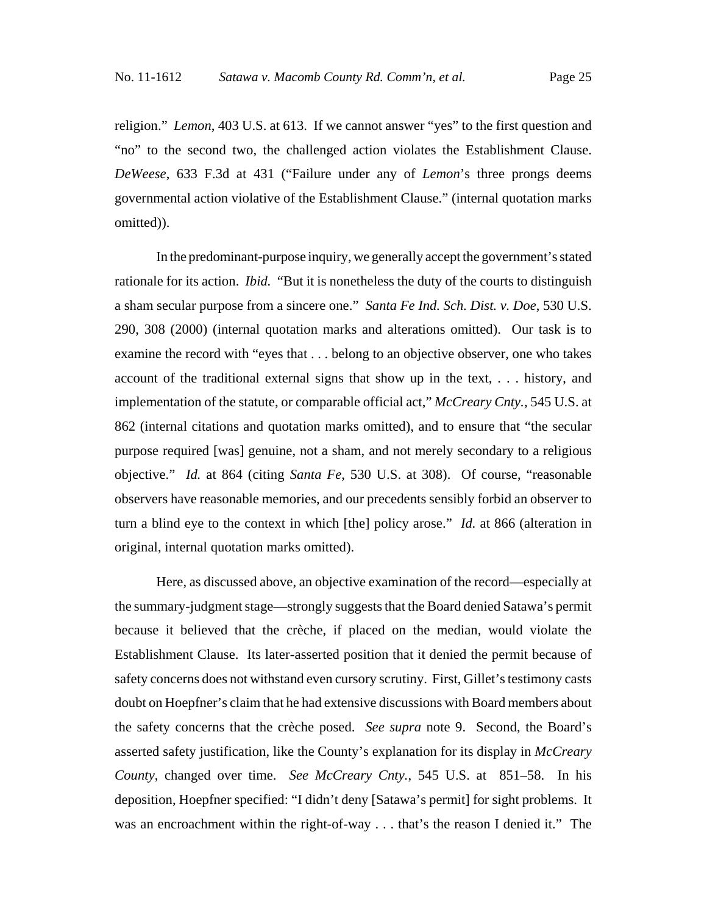religion." *Lemon*, 403 U.S. at 613. If we cannot answer "yes" to the first question and "no" to the second two, the challenged action violates the Establishment Clause. *DeWeese*, 633 F.3d at 431 ("Failure under any of *Lemon*'s three prongs deems governmental action violative of the Establishment Clause." (internal quotation marks omitted)).

In the predominant-purpose inquiry, we generally accept the government's stated rationale for its action. *Ibid.* "But it is nonetheless the duty of the courts to distinguish a sham secular purpose from a sincere one." *Santa Fe Ind. Sch. Dist. v. Doe*, 530 U.S. 290, 308 (2000) (internal quotation marks and alterations omitted). Our task is to examine the record with "eyes that . . . belong to an objective observer, one who takes account of the traditional external signs that show up in the text, . . . history, and implementation of the statute, or comparable official act," *McCreary Cnty.*, 545 U.S. at 862 (internal citations and quotation marks omitted), and to ensure that "the secular purpose required [was] genuine, not a sham, and not merely secondary to a religious objective." *Id.* at 864 (citing *Santa Fe*, 530 U.S. at 308). Of course, "reasonable observers have reasonable memories, and our precedents sensibly forbid an observer to turn a blind eye to the context in which [the] policy arose." *Id.* at 866 (alteration in original, internal quotation marks omitted).

Here, as discussed above, an objective examination of the record—especially at the summary-judgment stage—strongly suggests that the Board denied Satawa's permit because it believed that the crèche, if placed on the median, would violate the Establishment Clause. Its later-asserted position that it denied the permit because of safety concerns does not withstand even cursory scrutiny. First, Gillet's testimony casts doubt on Hoepfner's claim that he had extensive discussions with Board members about the safety concerns that the crèche posed. *See supra* note 9. Second, the Board's asserted safety justification, like the County's explanation for its display in *McCreary County*, changed over time. *See McCreary Cnty.*, 545 U.S. at 851–58. In his deposition, Hoepfner specified: "I didn't deny [Satawa's permit] for sight problems. It was an encroachment within the right-of-way . . . that's the reason I denied it." The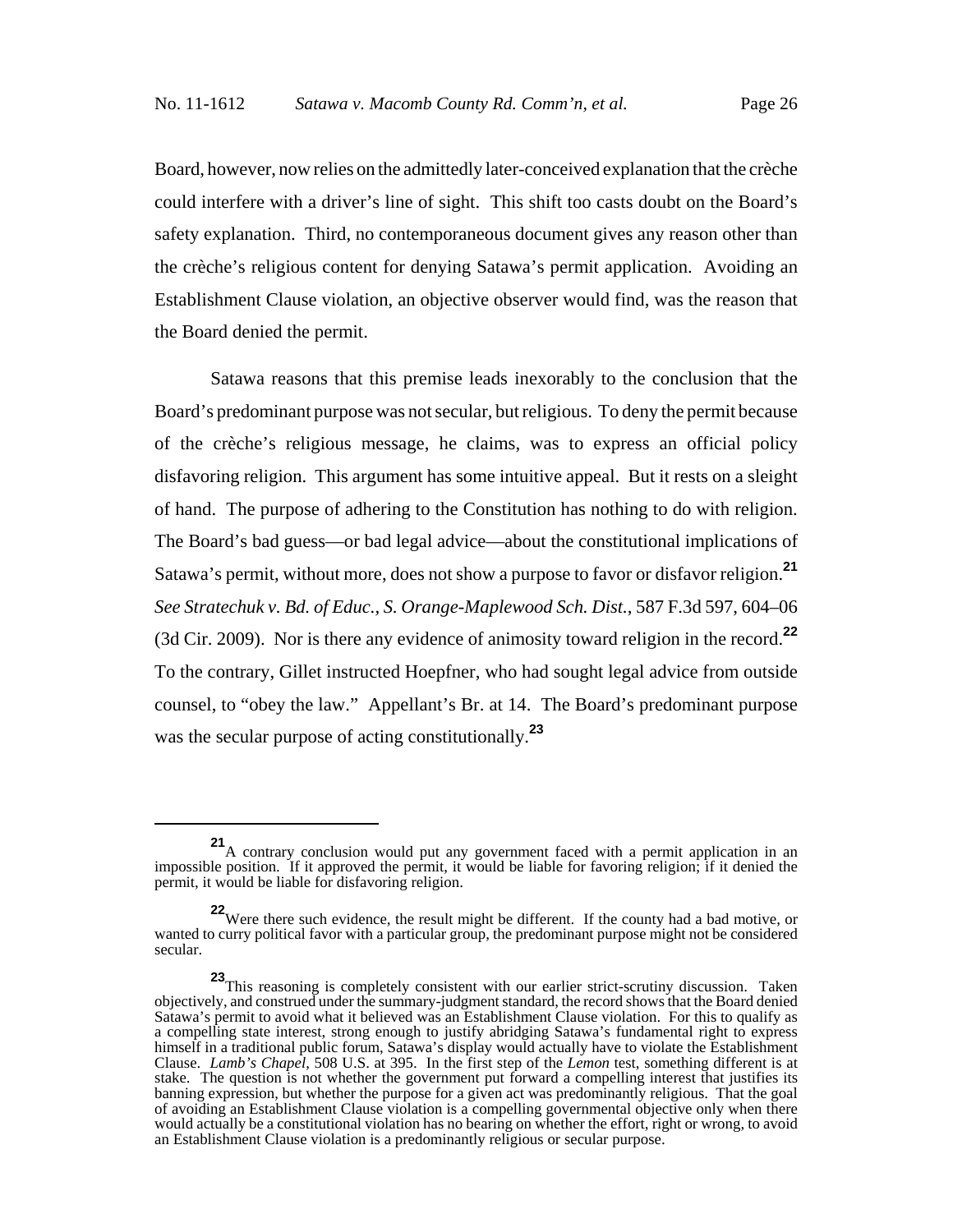Board, however, now relies on the admittedly later-conceived explanation that the crèche could interfere with a driver's line of sight. This shift too casts doubt on the Board's safety explanation. Third, no contemporaneous document gives any reason other than the crèche's religious content for denying Satawa's permit application. Avoiding an Establishment Clause violation, an objective observer would find, was the reason that the Board denied the permit.

Satawa reasons that this premise leads inexorably to the conclusion that the Board's predominant purpose was not secular, but religious. To deny the permit because of the crèche's religious message, he claims, was to express an official policy disfavoring religion. This argument has some intuitive appeal. But it rests on a sleight of hand. The purpose of adhering to the Constitution has nothing to do with religion. The Board's bad guess—or bad legal advice—about the constitutional implications of Satawa's permit, without more, does not show a purpose to favor or disfavor religion.[21] *See Stratechuk v. Bd. of Educ., S. Orange-Maplewood Sch. Dist.*, 587 F.3d 597, 604–06 (3d Cir. 2009). Nor is there any evidence of animosity toward religion in the record.[22] To the contrary, Gillet instructed Hoepfner, who had sought legal advice from outside counsel, to "obey the law." Appellant's Br. at 14. The Board's predominant purpose was the secular purpose of acting constitutionally.[23]

---

[21] A contrary conclusion would put any government faced with a permit application in an impossible position. If it approved the permit, it would be liable for favoring religion; if it denied the permit, it would be liable for disfavoring religion.

[22] Were there such evidence, the result might be different. If the county had a bad motive, or wanted to curry political favor with a particular group, the predominant purpose might not be considered secular.

[23] This reasoning is completely consistent with our earlier strict-scrutiny discussion. Taken objectively, and construed under the summary-judgment standard, the record shows that the Board denied Satawa's permit to avoid what it believed was an Establishment Clause violation. For this to qualify as a compelling state interest, strong enough to justify abridging Satawa's fundamental right to express himself in a traditional public forum, Satawa's display would actually have to violate the Establishment Clause. *Lamb's Chapel*, 508 U.S. at 395. In the first step of the *Lemon* test, something different is at stake. The question is not whether the government put forward a compelling interest that justifies its banning expression, but whether the purpose for a given act was predominantly religious. That the goal of avoiding an Establishment Clause violation is a compelling governmental objective only when there would actually be a constitutional violation has no bearing on whether the effort, right or wrong, to avoid an Establishment Clause violation is a predominantly religious or secular purpose.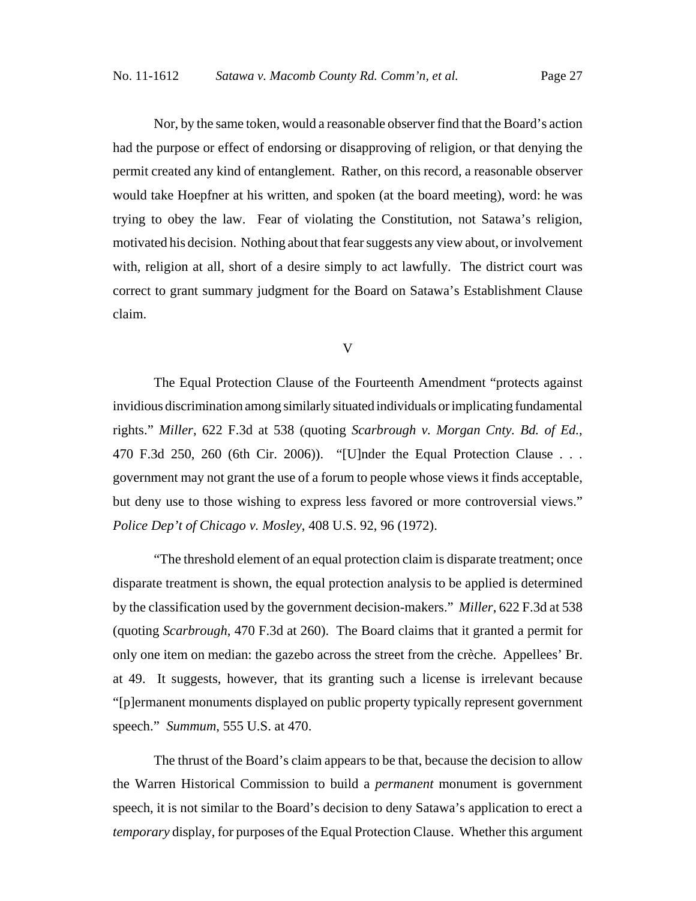Nor, by the same token, would a reasonable observer find that the Board's action had the purpose or effect of endorsing or disapproving of religion, or that denying the permit created any kind of entanglement. Rather, on this record, a reasonable observer would take Hoepfner at his written, and spoken (at the board meeting), word: he was trying to obey the law. Fear of violating the Constitution, not Satawa's religion, motivated his decision. Nothing about that fear suggests any view about, or involvement with, religion at all, short of a desire simply to act lawfully. The district court was correct to grant summary judgment for the Board on Satawa's Establishment Clause claim.

## V

The Equal Protection Clause of the Fourteenth Amendment "protects against invidious discrimination among similarly situated individuals or implicating fundamental rights." *Miller*, 622 F.3d at 538 (quoting *Scarbrough v. Morgan Cnty. Bd. of Ed.*, 470 F.3d 250, 260 (6th Cir. 2006)). "[U]nder the Equal Protection Clause . . . government may not grant the use of a forum to people whose views it finds acceptable, but deny use to those wishing to express less favored or more controversial views." *Police Dep't of Chicago v. Mosley*, 408 U.S. 92, 96 (1972).

"The threshold element of an equal protection claim is disparate treatment; once disparate treatment is shown, the equal protection analysis to be applied is determined by the classification used by the government decision-makers." *Miller*, 622 F.3d at 538 (quoting *Scarbrough*, 470 F.3d at 260). The Board claims that it granted a permit for only one item on median: the gazebo across the street from the crèche. Appellees' Br. at 49. It suggests, however, that its granting such a license is irrelevant because "[p]ermanent monuments displayed on public property typically represent government speech." *Summum*, 555 U.S. at 470.

The thrust of the Board's claim appears to be that, because the decision to allow the Warren Historical Commission to build a *permanent* monument is government speech, it is not similar to the Board's decision to deny Satawa's application to erect a *temporary* display, for purposes of the Equal Protection Clause. Whether this argument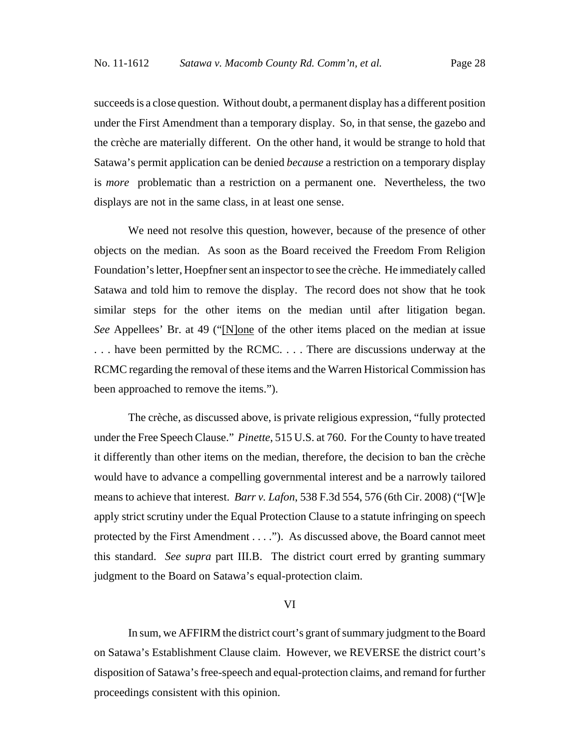succeeds is a close question. Without doubt, a permanent display has a different position under the First Amendment than a temporary display. So, in that sense, the gazebo and the crèche are materially different. On the other hand, it would be strange to hold that Satawa's permit application can be denied *because* a restriction on a temporary display is *more* problematic than a restriction on a permanent one. Nevertheless, the two displays are not in the same class, in at least one sense.

We need not resolve this question, however, because of the presence of other objects on the median. As soon as the Board received the Freedom From Religion Foundation's letter, Hoepfner sent an inspector to see the crèche. He immediately called Satawa and told him to remove the display. The record does not show that he took similar steps for the other items on the median until after litigation began. *See* Appellees' Br. at 49 ("<u>[N]one</u> of the other items placed on the median at issue . . . have been permitted by the RCMC. . . . There are discussions underway at the RCMC regarding the removal of these items and the Warren Historical Commission has been approached to remove the items.").

The crèche, as discussed above, is private religious expression, "fully protected under the Free Speech Clause." *Pinette*, 515 U.S. at 760. For the County to have treated it differently than other items on the median, therefore, the decision to ban the crèche would have to advance a compelling governmental interest and be a narrowly tailored means to achieve that interest. *Barr v. Lafon*, 538 F.3d 554, 576 (6th Cir. 2008) ("[W]e apply strict scrutiny under the Equal Protection Clause to a statute infringing on speech protected by the First Amendment . . . ."). As discussed above, the Board cannot meet this standard. *See supra* part III.B. The district court erred by granting summary judgment to the Board on Satawa's equal-protection claim.

## VI

In sum, we AFFIRM the district court's grant of summary judgment to the Board on Satawa's Establishment Clause claim. However, we REVERSE the district court's disposition of Satawa's free-speech and equal-protection claims, and remand for further proceedings consistent with this opinion.